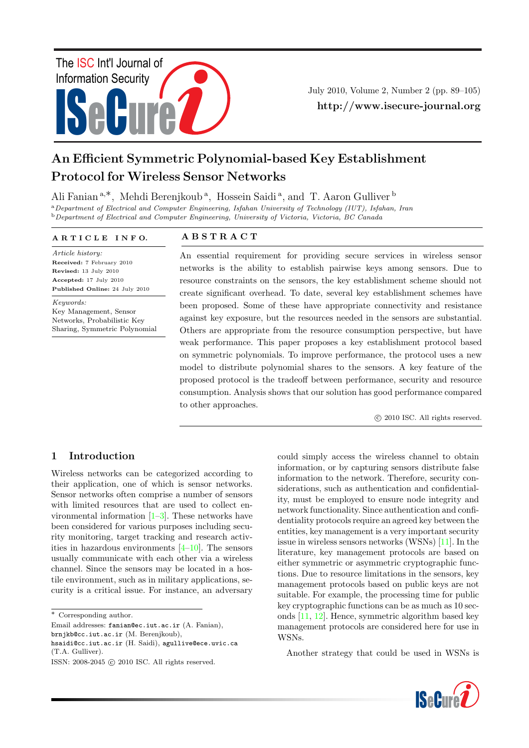# An Efficient Symmetric Polynomial-based Key Establishment Protocol for Wireless Sensor Networks

Ali Fanian [a,*], Mehdi Berenjkoub [a], Hossein Saidi [a], and T. Aaron Gulliver [b]

[a] *Department of Electrical and Computer Engineering, Isfahan University of Technology (IUT), Isfahan, Iran*
[b] *Department of Electrical and Computer Engineering, University of Victoria, Victoria, BC Canada*

**ARTICLE INFO.**

*Article history:*
**Received:** 7 February 2010
**Revised:** 13 July 2010
**Accepted:** 17 July 2010
**Published Online:** 24 July 2010

*Keywords:*
Key Management, Sensor Networks, Probabilistic Key Sharing, Symmetric Polynomial

**ABSTRACT**

An essential requirement for providing secure services in wireless sensor networks is the ability to establish pairwise keys among sensors. Due to resource constraints on the sensors, the key establishment scheme should not create significant overhead. To date, several key establishment schemes have been proposed. Some of these have appropriate connectivity and resistance against key exposure, but the resources needed in the sensors are substantial. Others are appropriate from the resource consumption perspective, but have weak performance. This paper proposes a key establishment protocol based on symmetric polynomials. To improve performance, the protocol uses a new model to distribute polynomial shares to the sensors. A key feature of the proposed protocol is the tradeoff between performance, security and resource consumption. Analysis shows that our solution has good performance compared to other approaches.

© 2010 ISC. All rights reserved.

## 1 Introduction

Wireless networks can be categorized according to their application, one of which is sensor networks. Sensor networks often comprise a number of sensors with limited resources that are used to collect environmental information [1–3]. These networks have been considered for various purposes including security monitoring, target tracking and research activities in hazardous environments [4–10]. The sensors usually communicate with each other via a wireless channel. Since the sensors may be located in a hostile environment, such as in military applications, security is a critical issue. For instance, an adversary could simply access the wireless channel to obtain information, or by capturing sensors distribute false information to the network. Therefore, security considerations, such as authentication and confidentiality, must be employed to ensure node integrity and network functionality. Since authentication and confidentiality protocols require an agreed key between the entities, key management is a very important security issue in wireless sensors networks (WSNs) [11]. In the literature, key management protocols are based on either symmetric or asymmetric cryptographic functions. Due to resource limitations in the sensors, key management protocols based on public keys are not suitable. For example, the processing time for public key cryptographic functions can be as much as 10 seconds [11, 12]. Hence, symmetric algorithm based key management protocols are considered here for use in WSNs.

Another strategy that could be used in WSNs is

---

\* Corresponding author.

Email addresses: fanian@ec.iut.ac.ir (A. Fanian), brnjkb@cc.iut.ac.ir (M. Berenjkoub), hsaidi@cc.iut.ac.ir (H. Saidi), agullive@ece.uvic.ca (T.A. Gulliver).

ISSN: 2008-2045 © 2010 ISC. All rights reserved.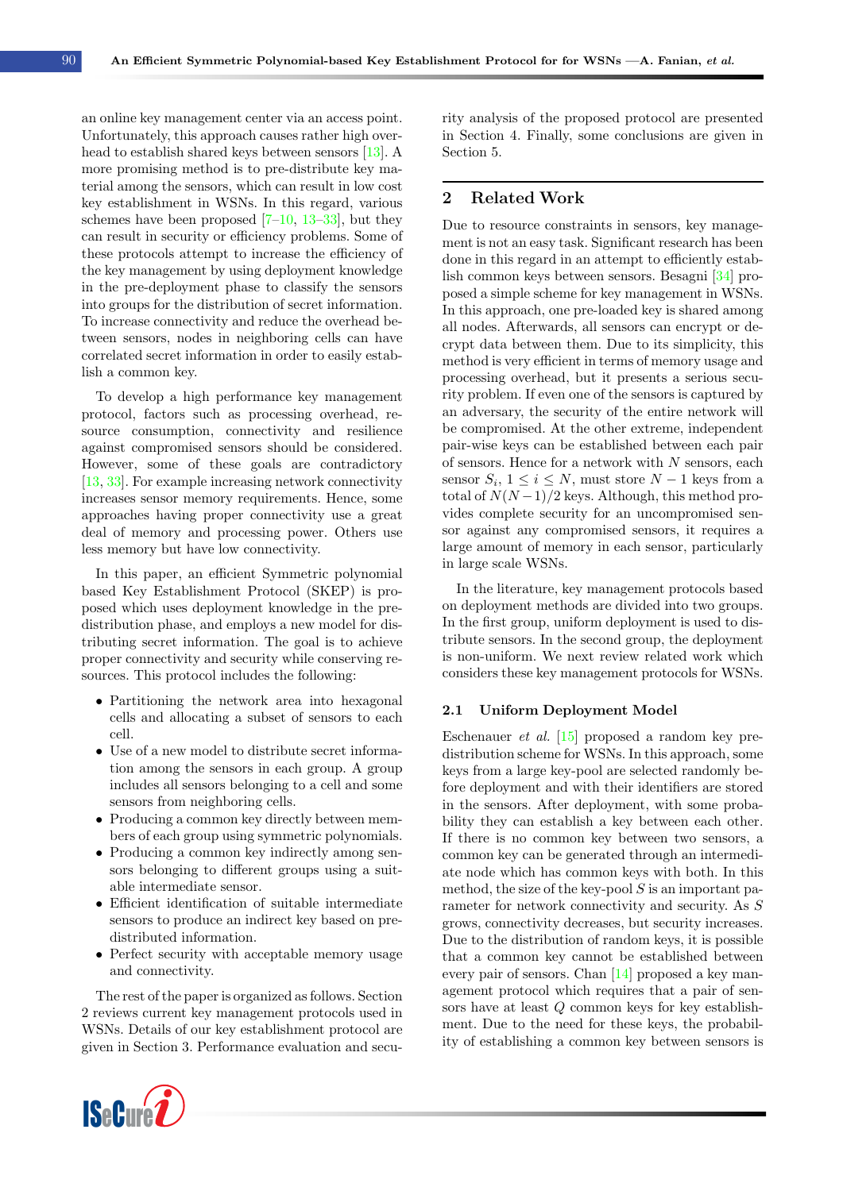an online key management center via an access point. Unfortunately, this approach causes rather high overhead to establish shared keys between sensors [13]. A more promising method is to pre-distribute key material among the sensors, which can result in low cost key establishment in WSNs. In this regard, various schemes have been proposed [7–10, 13–33], but they can result in security or efficiency problems. Some of these protocols attempt to increase the efficiency of the key management by using deployment knowledge in the pre-deployment phase to classify the sensors into groups for the distribution of secret information. To increase connectivity and reduce the overhead between sensors, nodes in neighboring cells can have correlated secret information in order to easily establish a common key.

To develop a high performance key management protocol, factors such as processing overhead, resource consumption, connectivity and resilience against compromised sensors should be considered. However, some of these goals are contradictory [13, 33]. For example increasing network connectivity increases sensor memory requirements. Hence, some approaches having proper connectivity use a great deal of memory and processing power. Others use less memory but have low connectivity.

In this paper, an efficient Symmetric polynomial based Key Establishment Protocol (SKEP) is proposed which uses deployment knowledge in the pre-distribution phase, and employs a new model for distributing secret information. The goal is to achieve proper connectivity and security while conserving resources. This protocol includes the following:

- Partitioning the network area into hexagonal cells and allocating a subset of sensors to each cell.
- Use of a new model to distribute secret information among the sensors in each group. A group includes all sensors belonging to a cell and some sensors from neighboring cells.
- Producing a common key directly between members of each group using symmetric polynomials.
- Producing a common key indirectly among sensors belonging to different groups using a suitable intermediate sensor.
- Efficient identification of suitable intermediate sensors to produce an indirect key based on predistributed information.
- Perfect security with acceptable memory usage and connectivity.

The rest of the paper is organized as follows. Section 2 reviews current key management protocols used in WSNs. Details of our key establishment protocol are given in Section 3. Performance evaluation and security analysis of the proposed protocol are presented in Section 4. Finally, some conclusions are given in Section 5.

## 2 Related Work

Due to resource constraints in sensors, key management is not an easy task. Significant research has been done in this regard in an attempt to efficiently establish common keys between sensors. Besagni [34] proposed a simple scheme for key management in WSNs. In this approach, one pre-loaded key is shared among all nodes. Afterwards, all sensors can encrypt or decrypt data between them. Due to its simplicity, this method is very efficient in terms of memory usage and processing overhead, but it presents a serious security problem. If even one of the sensors is captured by an adversary, the security of the entire network will be compromised. At the other extreme, independent pair-wise keys can be established between each pair of sensors. Hence for a network with $N$ sensors, each sensor $S_i$, $1 \leq i \leq N$, must store $N-1$ keys from a total of $N(N-1)/2$ keys. Although, this method provides complete security for an uncompromised sensor against any compromised sensors, it requires a large amount of memory in each sensor, particularly in large scale WSNs.

In the literature, key management protocols based on deployment methods are divided into two groups. In the first group, uniform deployment is used to distribute sensors. In the second group, the deployment is non-uniform. We next review related work which considers these key management protocols for WSNs.

### 2.1 Uniform Deployment Model

Eschenauer *et al.* [15] proposed a random key predistribution scheme for WSNs. In this approach, some keys from a large key-pool are selected randomly before deployment and with their identifiers are stored in the sensors. After deployment, with some probability they can establish a key between each other. If there is no common key between two sensors, a common key can be generated through an intermediate node which has common keys with both. In this method, the size of the key-pool $S$ is an important parameter for network connectivity and security. As $S$ grows, connectivity decreases, but security increases. Due to the distribution of random keys, it is possible that a common key cannot be established between every pair of sensors. Chan [14] proposed a key management protocol which requires that a pair of sensors have at least $Q$ common keys for key establishment. Due to the need for these keys, the probability of establishing a common key between sensors is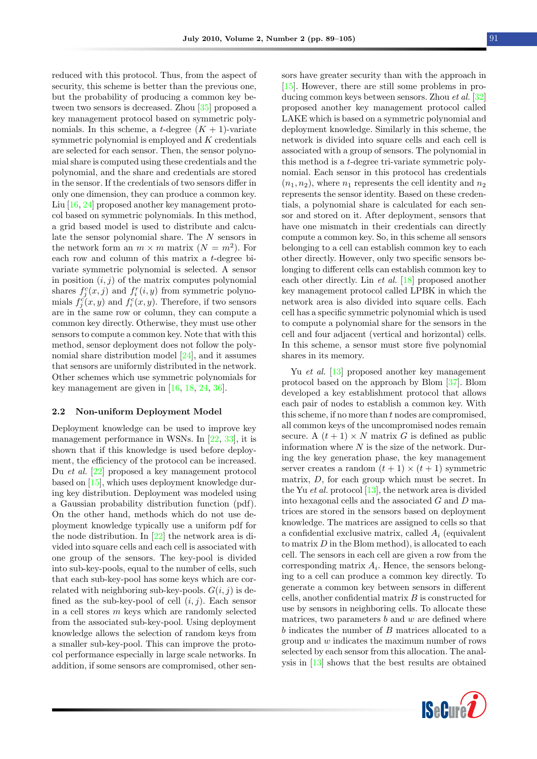reduced with this protocol. Thus, from the aspect of security, this scheme is better than the previous one, but the probability of producing a common key between two sensors is decreased. Zhou [35] proposed a key management protocol based on symmetric polynomials. In this scheme, a $t$-degree $(K+1)$-variate symmetric polynomial is employed and $K$ credentials are selected for each sensor. Then, the sensor polynomial share is computed using these credentials and the polynomial, and the share and credentials are stored in the sensor. If the credentials of two sensors differ in only one dimension, they can produce a common key. Liu [16, 24] proposed another key management protocol based on symmetric polynomials. In this method, a grid based model is used to distribute and calculate the sensor polynomial share. The $N$ sensors in the network form an $m \times m$ matrix ($N = m^2$). For each row and column of this matrix a $t$-degree bivariate symmetric polynomial is selected. A sensor in position $(i, j)$ of the matrix computes polynomial shares $f_j^c(x, j)$ and $f_i^r(i, y)$ from symmetric polynomials $f_j^c(x, y)$ and $f_i^c(x, y)$. Therefore, if two sensors are in the same row or column, they can compute a common key directly. Otherwise, they must use other sensors to compute a common key. Note that with this method, sensor deployment does not follow the polynomial share distribution model [24], and it assumes that sensors are uniformly distributed in the network. Other schemes which use symmetric polynomials for key management are given in [16, 18, 24, 36].

### 2.2 Non-uniform Deployment Model

Deployment knowledge can be used to improve key management performance in WSNs. In [22, 33], it is shown that if this knowledge is used before deployment, the efficiency of the protocol can be increased. Du *et al.* [22] proposed a key management protocol based on [15], which uses deployment knowledge during key distribution. Deployment was modeled using a Gaussian probability distribution function (pdf). On the other hand, methods which do not use deployment knowledge typically use a uniform pdf for the node distribution. In [22] the network area is divided into square cells and each cell is associated with one group of the sensors. The key-pool is divided into sub-key-pools, equal to the number of cells, such that each sub-key-pool has some keys which are correlated with neighboring sub-key-pools. $G(i, j)$ is defined as the sub-key-pool of cell $(i, j)$. Each sensor in a cell stores $m$ keys which are randomly selected from the associated sub-key-pool. Using deployment knowledge allows the selection of random keys from a smaller sub-key-pool. This can improve the protocol performance especially in large scale networks. In addition, if some sensors are compromised, other sensors have greater security than with the approach in [15]. However, there are still some problems in producing common keys between sensors. Zhou *et al.* [32] proposed another key management protocol called LAKE which is based on a symmetric polynomial and deployment knowledge. Similarly in this scheme, the network is divided into square cells and each cell is associated with a group of sensors. The polynomial in this method is a $t$-degree tri-variate symmetric polynomial. Each sensor in this protocol has credentials $(n_1, n_2)$, where $n_1$ represents the cell identity and $n_2$ represents the sensor identity. Based on these credentials, a polynomial share is calculated for each sensor and stored on it. After deployment, sensors that have one mismatch in their credentials can directly compute a common key. So, in this scheme all sensors belonging to a cell can establish common key to each other directly. However, only two specific sensors belonging to different cells can establish common key to each other directly. Lin *et al.* [18] proposed another key management protocol called LPBK in which the network area is also divided into square cells. Each cell has a specific symmetric polynomial which is used to compute a polynomial share for the sensors in the cell and four adjacent (vertical and horizontal) cells. In this scheme, a sensor must store five polynomial shares in its memory.

Yu *et al.* [13] proposed another key management protocol based on the approach by Blom [37]. Blom developed a key establishment protocol that allows each pair of nodes to establish a common key. With this scheme, if no more than $t$ nodes are compromised, all common keys of the uncompromised nodes remain secure. A $(t+1) \times N$ matrix $G$ is defined as public information where $N$ is the size of the network. During the key generation phase, the key management server creates a random $(t+1) \times (t+1)$ symmetric matrix, $D$, for each group which must be secret. In the Yu *et al.* protocol [13], the network area is divided into hexagonal cells and the associated $G$ and $D$ matrices are stored in the sensors based on deployment knowledge. The matrices are assigned to cells so that a confidential exclusive matrix, called $A_i$ (equivalent to matrix $D$ in the Blom method), is allocated to each cell. The sensors in each cell are given a row from the corresponding matrix $A_i$. Hence, the sensors belonging to a cell can produce a common key directly. To generate a common key between sensors in different cells, another confidential matrix $B$ is constructed for use by sensors in neighboring cells. To allocate these matrices, two parameters $b$ and $w$ are defined where $b$ indicates the number of $B$ matrices allocated to a group and $w$ indicates the maximum number of rows selected by each sensor from this allocation. The analysis in [13] shows that the best results are obtained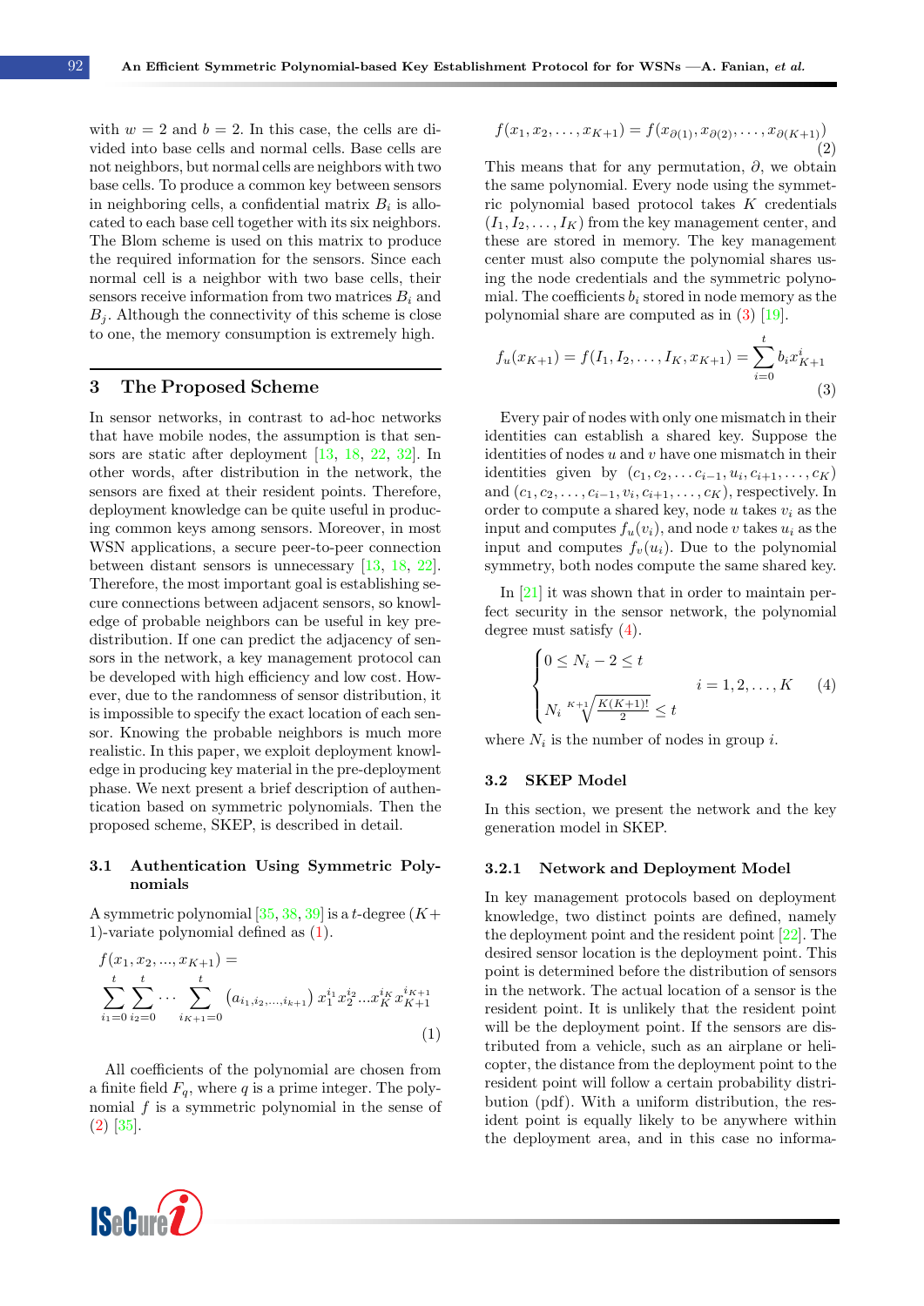with $w = 2$ and $b = 2$. In this case, the cells are divided into base cells and normal cells. Base cells are not neighbors, but normal cells are neighbors with two base cells. To produce a common key between sensors in neighboring cells, a confidential matrix $B_i$ is allocated to each base cell together with its six neighbors. The Blom scheme is used on this matrix to produce the required information for the sensors. Since each normal cell is a neighbor with two base cells, their sensors receive information from two matrices $B_i$ and $B_j$. Although the connectivity of this scheme is close to one, the memory consumption is extremely high.

## 3 The Proposed Scheme

In sensor networks, in contrast to ad-hoc networks that have mobile nodes, the assumption is that sensors are static after deployment [13, 18, 22, 32]. In other words, after distribution in the network, the sensors are fixed at their resident points. Therefore, deployment knowledge can be quite useful in producing common keys among sensors. Moreover, in most WSN applications, a secure peer-to-peer connection between distant sensors is unnecessary [13, 18, 22]. Therefore, the most important goal is establishing secure connections between adjacent sensors, so knowledge of probable neighbors can be useful in key predistribution. If one can predict the adjacency of sensors in the network, a key management protocol can be developed with high efficiency and low cost. However, due to the randomness of sensor distribution, it is impossible to specify the exact location of each sensor. Knowing the probable neighbors is much more realistic. In this paper, we exploit deployment knowledge in producing key material in the pre-deployment phase. We next present a brief description of authentication based on symmetric polynomials. Then the proposed scheme, SKEP, is described in detail.

### 3.1 Authentication Using Symmetric Polynomials

A symmetric polynomial [35, 38, 39] is a $t$-degree $(K+1)$-variate polynomial defined as (1).

$$f(x_1, x_2, ..., x_{K+1}) = \sum_{i_1=0}^{t}\sum_{i_2=0}^{t}\cdots\sum_{i_{K+1}=0}^{t}\left(a_{i_1,i_2,...,i_{k+1}}\right) x_1^{i_1} x_2^{i_2} ... x_K^{i_K} x_{K+1}^{i_{K+1}} \tag{1}$$

All coefficients of the polynomial are chosen from a finite field $F_q$, where $q$ is a prime integer. The polynomial $f$ is a symmetric polynomial in the sense of (2) [35].

$$f(x_1, x_2, \ldots, x_{K+1}) = f(x_{\partial(1)}, x_{\partial(2)}, \ldots, x_{\partial(K+1)}) \tag{2}$$

This means that for any permutation, $\partial$, we obtain the same polynomial. Every node using the symmetric polynomial based protocol takes $K$ credentials $(I_1, I_2, \ldots, I_K)$ from the key management center, and these are stored in memory. The key management center must also compute the polynomial shares using the node credentials and the symmetric polynomial. The coefficients $b_i$ stored in node memory as the polynomial share are computed as in (3) [19].

$$f_u(x_{K+1}) = f(I_1, I_2, \ldots, I_K, x_{K+1}) = \sum_{i=0}^{t} b_i x_{K+1}^i \tag{3}$$

Every pair of nodes with only one mismatch in their identities can establish a shared key. Suppose the identities of nodes $u$ and $v$ have one mismatch in their identities given by $(c_1, c_2, \ldots c_{i-1}, u_i, c_{i+1}, \ldots, c_K)$ and $(c_1, c_2, \ldots, c_{i-1}, v_i, c_{i+1}, \ldots, c_K)$, respectively. In order to compute a shared key, node $u$ takes $v_i$ as the input and computes $f_u(v_i)$, and node $v$ takes $u_i$ as the input and computes $f_v(u_i)$. Due to the polynomial symmetry, both nodes compute the same shared key.

In [21] it was shown that in order to maintain perfect security in the sensor network, the polynomial degree must satisfy (4).

$$\begin{cases} 0 \le N_i - 2 \le t \\ N_i \sqrt[K+1]{\frac{K(K+1)!}{2}} \le t \end{cases} \quad i = 1, 2, \ldots, K \tag{4}$$

where $N_i$ is the number of nodes in group $i$.

### 3.2 SKEP Model

In this section, we present the network and the key generation model in SKEP.

#### 3.2.1 Network and Deployment Model

In key management protocols based on deployment knowledge, two distinct points are defined, namely the deployment point and the resident point [22]. The desired sensor location is the deployment point. This point is determined before the distribution of sensors in the network. The actual location of a sensor is the resident point. It is unlikely that the resident point will be the deployment point. If the sensors are distributed from a vehicle, such as an airplane or helicopter, the distance from the deployment point to the resident point will follow a certain probability distribution (pdf). With a uniform distribution, the resident point is equally likely to be anywhere within the deployment area, and in this case no informa-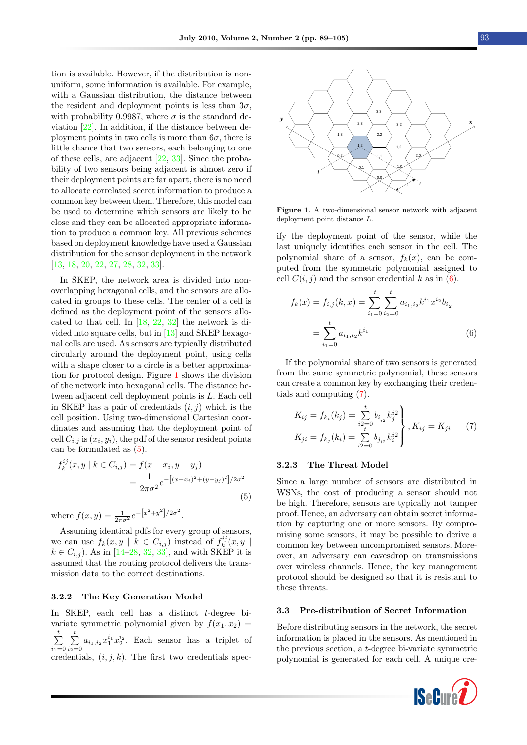tion is available. However, if the distribution is non-uniform, some information is available. For example, with a Gaussian distribution, the distance between the resident and deployment points is less than $3\sigma$, with probability 0.9987, where $\sigma$ is the standard deviation [22]. In addition, if the distance between deployment points in two cells is more than $6\sigma$, there is little chance that two sensors, each belonging to one of these cells, are adjacent [22, 33]. Since the probability of two sensors being adjacent is almost zero if their deployment points are far apart, there is no need to allocate correlated secret information to produce a common key between them. Therefore, this model can be used to determine which sensors are likely to be close and they can be allocated appropriate information to produce a common key. All previous schemes based on deployment knowledge have used a Gaussian distribution for the sensor deployment in the network [13, 18, 20, 22, 27, 28, 32, 33].

In SKEP, the network area is divided into non-overlapping hexagonal cells, and the sensors are allocated in groups to these cells. The center of a cell is defined as the deployment point of the sensors allocated to that cell. In [18, 22, 32] the network is divided into square cells, but in [13] and SKEP hexagonal cells are used. As sensors are typically distributed circularly around the deployment point, using cells with a shape closer to a circle is a better approximation for protocol design. Figure 1 shows the division of the network into hexagonal cells. The distance between adjacent cell deployment points is $L$. Each cell in SKEP has a pair of credentials $(i, j)$ which is the cell position. Using two-dimensional Cartesian coordinates and assuming that the deployment point of cell $C_{i,j}$ is $(x_i, y_i)$, the pdf of the sensor resident points can be formulated as (5).

$$
\begin{aligned}
f_k^{ij}(x, y \mid k \in C_{i,j}) &= f(x - x_i, y - y_j) \\
&= \frac{1}{2\pi\sigma^2} e^{-\left[(x-x_i)^2 + (y-y_j)^2\right]/2\sigma^2}
\end{aligned} \tag{5}
$$

where $f(x, y) = \frac{1}{2\pi\sigma^2} e^{-\left[x^2+y^2\right]/2\sigma^2}$.

Assuming identical pdfs for every group of sensors, we can use $f_k(x, y \mid k \in C_{i,j})$ instead of $f_k^{ij}(x, y \mid k \in C_{i,j})$. As in [14–28, 32, 33], and with SKEP it is assumed that the routing protocol delivers the transmission data to the correct destinations.

### 3.2.2 The Key Generation Model

In SKEP, each cell has a distinct $t$-degree bivariate symmetric polynomial given by $f(x_1, x_2) = \sum_{i_1=0}^{t} \sum_{i_2=0}^{t} a_{i_1,i_2} x_1^{i_1} x_2^{i_2}$. Each sensor has a triplet of credentials, $(i, j, k)$. The first two credentials specify the deployment point of the sensor, while the last uniquely identifies each sensor in the cell. The polynomial share of a sensor, $f_k(x)$, can be computed from the symmetric polynomial assigned to cell $C(i, j)$ and the sensor credential $k$ as in (6).

$$
\begin{aligned}
f_k(x) = f_{i,j}(k, x) &= \sum_{i_1=0}^{t} \sum_{i_2=0}^{t} a_{i_1,i_2} k^{i_1} x^{i_2} b_{i_2} \\
&= \sum_{i_1=0}^{t} a_{i_1,i_2} k^{i_1}
\end{aligned} \tag{6}
$$

If the polynomial share of two sensors is generated from the same symmetric polynomial, these sensors can create a common key by exchanging their credentials and computing (7).

$$
\left.
\begin{aligned}
K_{ij} = f_{k_i}(k_j) = \sum_{i2=0}^{t} b_{i_{i_2}} k_j^{i2} \\
K_{ji} = f_{k_j}(k_i) = \sum_{i2=0}^{t} b_{j_{i_2}} k_i^{i2}
\end{aligned}
\right\}, K_{ij} = K_{ji} \tag{7}
$$

Figure 1. A two-dimensional sensor network with adjacent deployment point distance $L$.

### 3.2.3 The Threat Model

Since a large number of sensors are distributed in WSNs, the cost of producing a sensor should not be high. Therefore, sensors are typically not tamper proof. Hence, an adversary can obtain secret information by capturing one or more sensors. By compromising some sensors, it may be possible to derive a common key between uncompromised sensors. Moreover, an adversary can eavesdrop on transmissions over wireless channels. Hence, the key management protocol should be designed so that it is resistant to these threats.

## 3.3 Pre-distribution of Secret Information

Before distributing sensors in the network, the secret information is placed in the sensors. As mentioned in the previous section, a $t$-degree bi-variate symmetric polynomial is generated for each cell. A unique cre-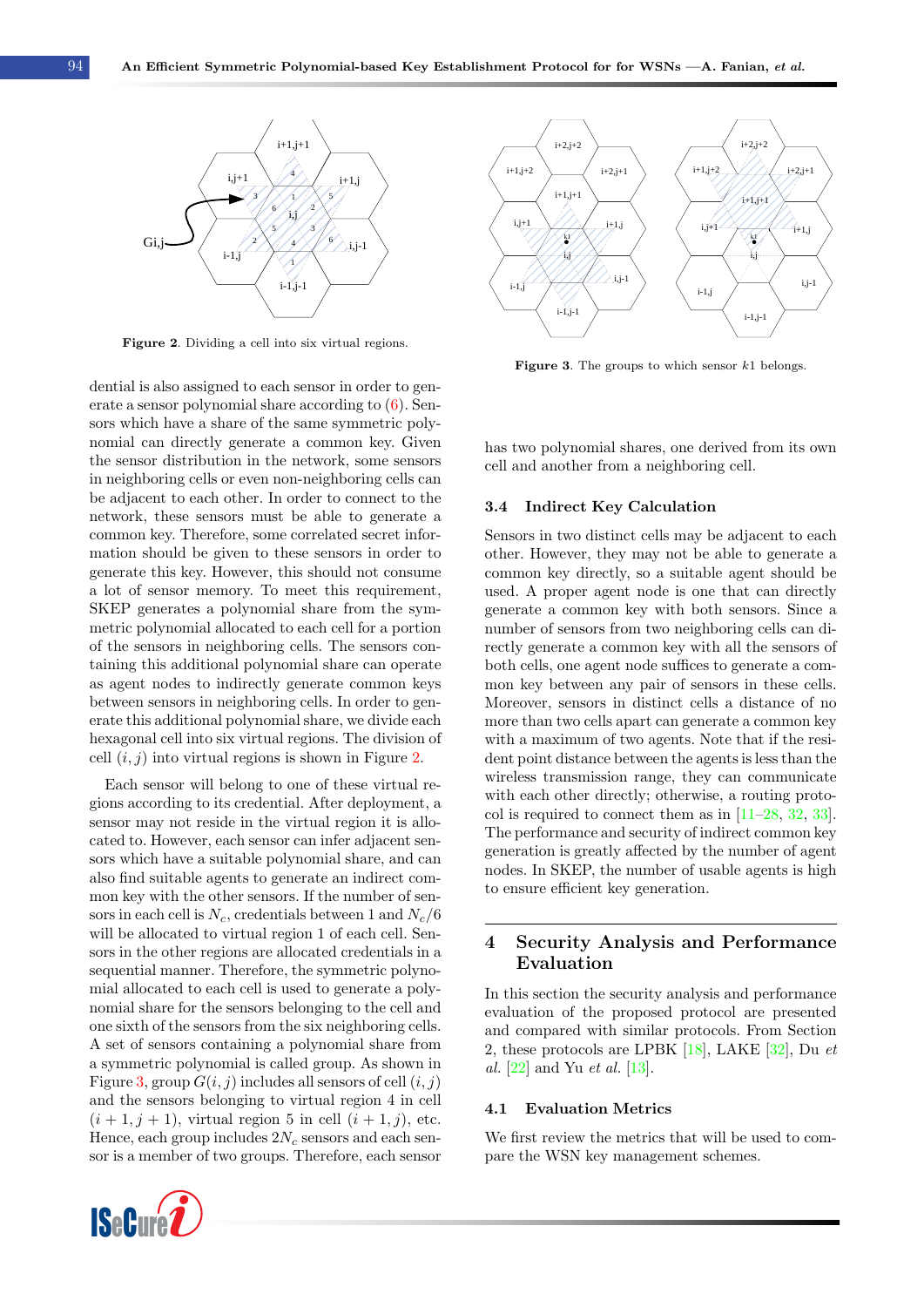Figure 2. Dividing a cell into six virtual regions.

Figure 3. The groups to which sensor $k1$ belongs.

dential is also assigned to each sensor in order to generate a sensor polynomial share according to (6). Sensors which have a share of the same symmetric polynomial can directly generate a common key. Given the sensor distribution in the network, some sensors in neighboring cells or even non-neighboring cells can be adjacent to each other. In order to connect to the network, these sensors must be able to generate a common key. Therefore, some correlated secret information should be given to these sensors in order to generate this key. However, this should not consume a lot of sensor memory. To meet this requirement, SKEP generates a polynomial share from the symmetric polynomial allocated to each cell for a portion of the sensors in neighboring cells. The sensors containing this additional polynomial share can operate as agent nodes to indirectly generate common keys between sensors in neighboring cells. In order to generate this additional polynomial share, we divide each hexagonal cell into six virtual regions. The division of cell $(i, j)$ into virtual regions is shown in Figure 2.

Each sensor will belong to one of these virtual regions according to its credential. After deployment, a sensor may not reside in the virtual region it is allocated to. However, each sensor can infer adjacent sensors which have a suitable polynomial share, and can also find suitable agents to generate an indirect common key with the other sensors. If the number of sensors in each cell is $N_c$, credentials between 1 and $N_c/6$ will be allocated to virtual region 1 of each cell. Sensors in the other regions are allocated credentials in a sequential manner. Therefore, the symmetric polynomial allocated to each cell is used to generate a polynomial share for the sensors belonging to the cell and one sixth of the sensors from the six neighboring cells. A set of sensors containing a polynomial share from a symmetric polynomial is called group. As shown in Figure 3, group $G(i, j)$ includes all sensors of cell $(i, j)$ and the sensors belonging to virtual region 4 in cell $(i + 1, j + 1)$, virtual region 5 in cell $(i + 1, j)$, etc. Hence, each group includes $2N_c$ sensors and each sensor is a member of two groups. Therefore, each sensor has two polynomial shares, one derived from its own cell and another from a neighboring cell.

### 3.4 Indirect Key Calculation

Sensors in two distinct cells may be adjacent to each other. However, they may not be able to generate a common key directly, so a suitable agent should be used. A proper agent node is one that can directly generate a common key with both sensors. Since a number of sensors from two neighboring cells can directly generate a common key with all the sensors of both cells, one agent node suffices to generate a common key between any pair of sensors in these cells. Moreover, sensors in distinct cells a distance of no more than two cells apart can generate a common key with a maximum of two agents. Note that if the resident point distance between the agents is less than the wireless transmission range, they can communicate with each other directly; otherwise, a routing protocol is required to connect them as in [11–28, 32, 33]. The performance and security of indirect common key generation is greatly affected by the number of agent nodes. In SKEP, the number of usable agents is high to ensure efficient key generation.

## 4 Security Analysis and Performance Evaluation

In this section the security analysis and performance evaluation of the proposed protocol are presented and compared with similar protocols. From Section 2, these protocols are LPBK [18], LAKE [32], Du *et al.* [22] and Yu *et al.* [13].

### 4.1 Evaluation Metrics

We first review the metrics that will be used to compare the WSN key management schemes.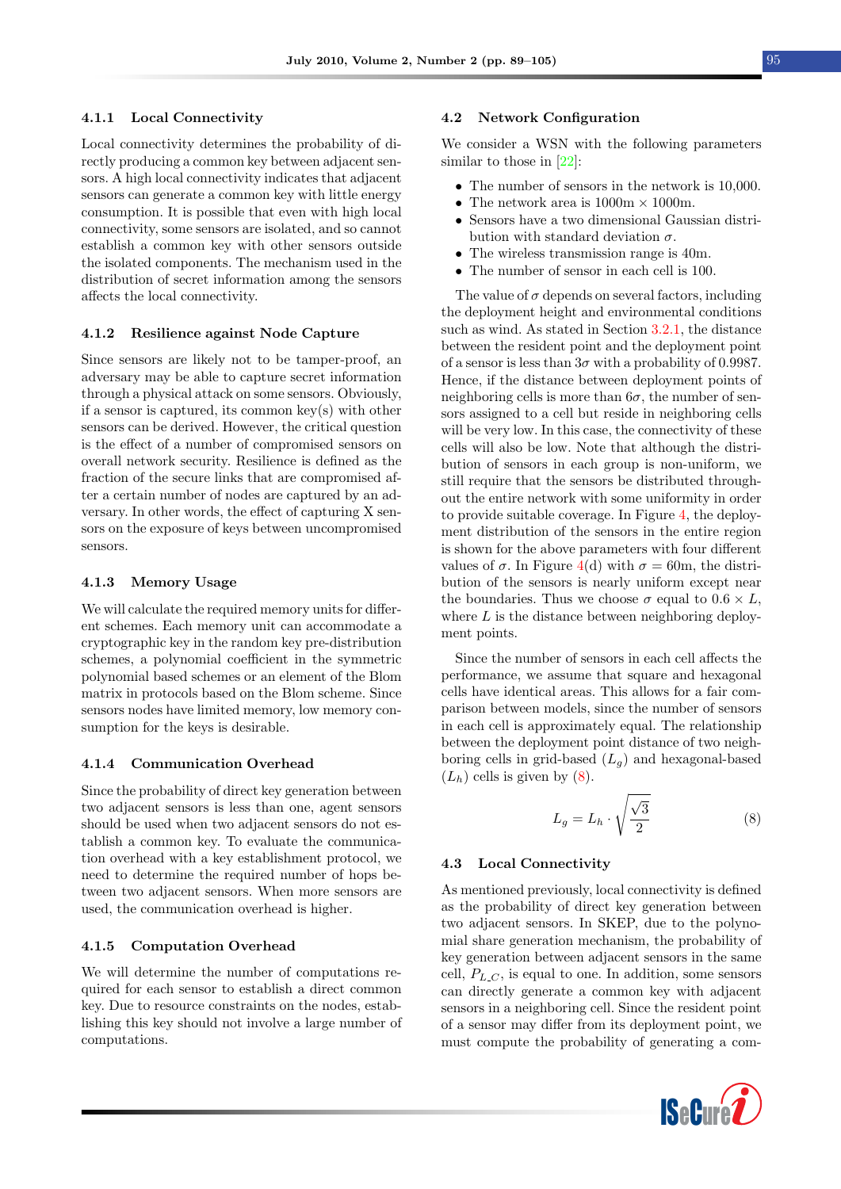#### 4.1.1 Local Connectivity

Local connectivity determines the probability of directly producing a common key between adjacent sensors. A high local connectivity indicates that adjacent sensors can generate a common key with little energy consumption. It is possible that even with high local connectivity, some sensors are isolated, and so cannot establish a common key with other sensors outside the isolated components. The mechanism used in the distribution of secret information among the sensors affects the local connectivity.

#### 4.1.2 Resilience against Node Capture

Since sensors are likely not to be tamper-proof, an adversary may be able to capture secret information through a physical attack on some sensors. Obviously, if a sensor is captured, its common key(s) with other sensors can be derived. However, the critical question is the effect of a number of compromised sensors on overall network security. Resilience is defined as the fraction of the secure links that are compromised after a certain number of nodes are captured by an adversary. In other words, the effect of capturing X sensors on the exposure of keys between uncompromised sensors.

#### 4.1.3 Memory Usage

We will calculate the required memory units for different schemes. Each memory unit can accommodate a cryptographic key in the random key pre-distribution schemes, a polynomial coefficient in the symmetric polynomial based schemes or an element of the Blom matrix in protocols based on the Blom scheme. Since sensors nodes have limited memory, low memory consumption for the keys is desirable.

#### 4.1.4 Communication Overhead

Since the probability of direct key generation between two adjacent sensors is less than one, agent sensors should be used when two adjacent sensors do not establish a common key. To evaluate the communication overhead with a key establishment protocol, we need to determine the required number of hops between two adjacent sensors. When more sensors are used, the communication overhead is higher.

#### 4.1.5 Computation Overhead

We will determine the number of computations required for each sensor to establish a direct common key. Due to resource constraints on the nodes, establishing this key should not involve a large number of computations.

### 4.2 Network Configuration

We consider a WSN with the following parameters similar to those in [22]:

- The number of sensors in the network is 10,000.
- The network area is 1000m × 1000m.
- Sensors have a two dimensional Gaussian distribution with standard deviation $\sigma$.
- The wireless transmission range is 40m.
- The number of sensor in each cell is 100.

The value of $\sigma$ depends on several factors, including the deployment height and environmental conditions such as wind. As stated in Section 3.2.1, the distance between the resident point and the deployment point of a sensor is less than $3\sigma$ with a probability of 0.9987. Hence, if the distance between deployment points of neighboring cells is more than $6\sigma$, the number of sensors assigned to a cell but reside in neighboring cells will be very low. In this case, the connectivity of these cells will also be low. Note that although the distribution of sensors in each group is non-uniform, we still require that the sensors be distributed throughout the entire network with some uniformity in order to provide suitable coverage. In Figure 4, the deployment distribution of the sensors in the entire region is shown for the above parameters with four different values of $\sigma$. In Figure 4(d) with $\sigma = 60$m, the distribution of the sensors is nearly uniform except near the boundaries. Thus we choose $\sigma$ equal to $0.6 \times L$, where $L$ is the distance between neighboring deployment points.

Since the number of sensors in each cell affects the performance, we assume that square and hexagonal cells have identical areas. This allows for a fair comparison between models, since the number of sensors in each cell is approximately equal. The relationship between the deployment point distance of two neighboring cells in grid-based ($L_g$) and hexagonal-based ($L_h$) cells is given by (8).

$$L_g = L_h \cdot \sqrt{\frac{\sqrt{3}}{2}} \tag{8}$$

### 4.3 Local Connectivity

As mentioned previously, local connectivity is defined as the probability of direct key generation between two adjacent sensors. In SKEP, due to the polynomial share generation mechanism, the probability of key generation between adjacent sensors in the same cell, $P_{L\_C}$, is equal to one. In addition, some sensors can directly generate a common key with adjacent sensors in a neighboring cell. Since the resident point of a sensor may differ from its deployment point, we must compute the probability of generating a com-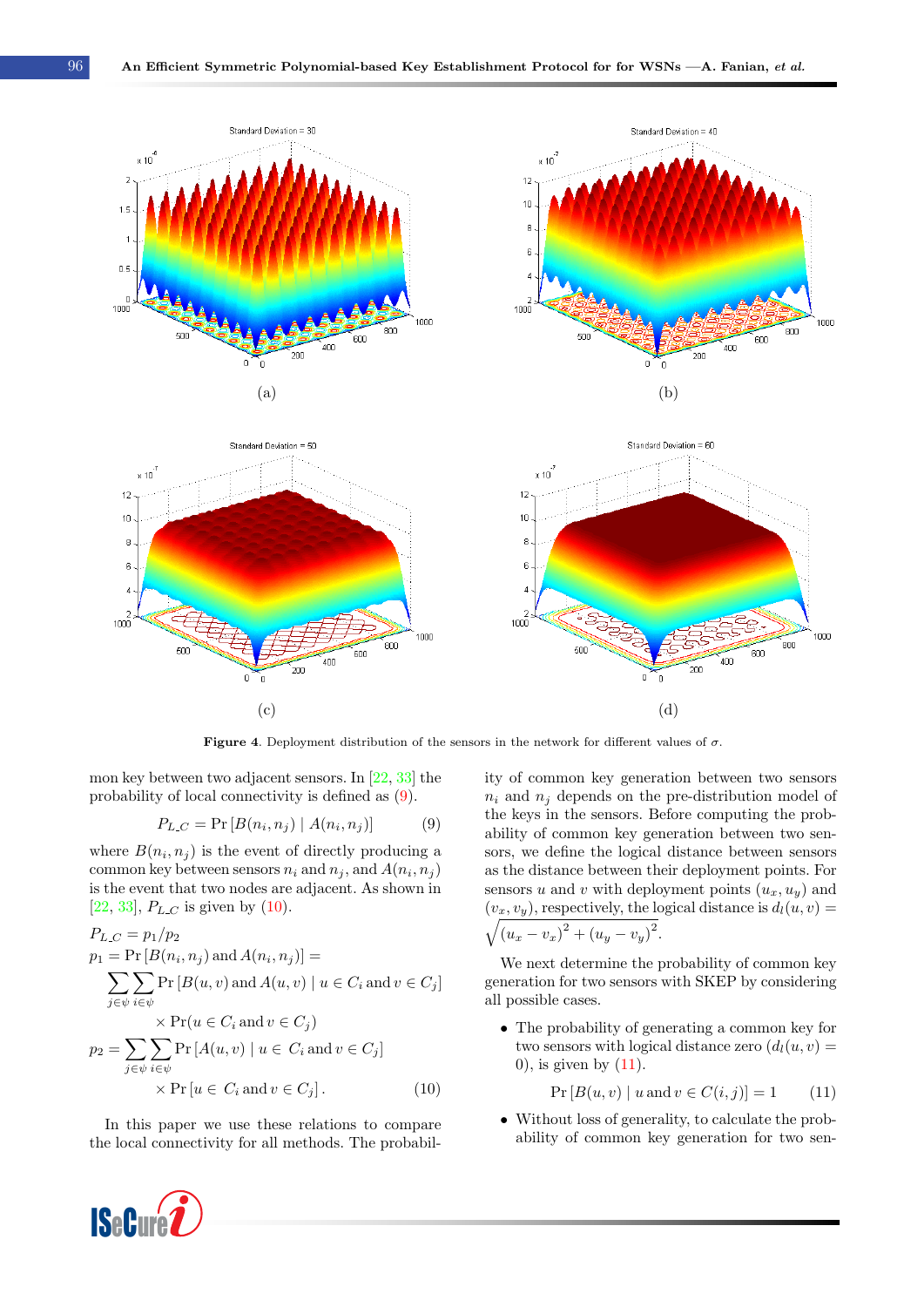Figure 4. Deployment distribution of the sensors in the network for different values of $\sigma$.

mon key between two adjacent sensors. In [22, 33] the probability of local connectivity is defined as (9).

$$P_{L\_C} = \Pr\left[B(n_i, n_j) \mid A(n_i, n_j)\right] \tag{9}$$

where $B(n_i, n_j)$ is the event of directly producing a common key between sensors $n_i$ and $n_j$, and $A(n_i, n_j)$ is the event that two nodes are adjacent. As shown in [22, 33], $P_{L\_C}$ is given by (10).

$$
\begin{aligned}
&P_{L\_C} = p_1/p_2 \\
&p_1 = \Pr\left[B(n_i, n_j) \text{ and } A(n_i, n_j)\right] = \\
&\quad \sum_{j \in \psi} \sum_{i \in \psi} \Pr\left[B(u, v) \text{ and } A(u, v) \mid u \in C_i \text{ and } v \in C_j\right] \\
&\qquad \times \Pr(u \in C_i \text{ and } v \in C_j) \\
&p_2 = \sum_{j \in \psi} \sum_{i \in \psi} \Pr\left[A(u, v) \mid u \in C_i \text{ and } v \in C_j\right] \\
&\qquad \times \Pr\left[u \in C_i \text{ and } v \in C_j\right].
\end{aligned} \tag{10}
$$

In this paper we use these relations to compare the local connectivity for all methods. The probability of common key generation between two sensors $n_i$ and $n_j$ depends on the pre-distribution model of the keys in the sensors. Before computing the probability of common key generation between two sensors, we define the logical distance between sensors as the distance between their deployment points. For sensors $u$ and $v$ with deployment points $(u_x, u_y)$ and $(v_x, v_y)$, respectively, the logical distance is $d_l(u, v) = \sqrt{(u_x - v_x)^2 + (u_y - v_y)^2}$.

We next determine the probability of common key generation for two sensors with SKEP by considering all possible cases.

- The probability of generating a common key for two sensors with logical distance zero ($d_l(u, v) = 0$), is given by (11).

$$\Pr\left[B(u, v) \mid u \text{ and } v \in C(i, j)\right] = 1 \tag{11}$$

- Without loss of generality, to calculate the probability of common key generation for two sen-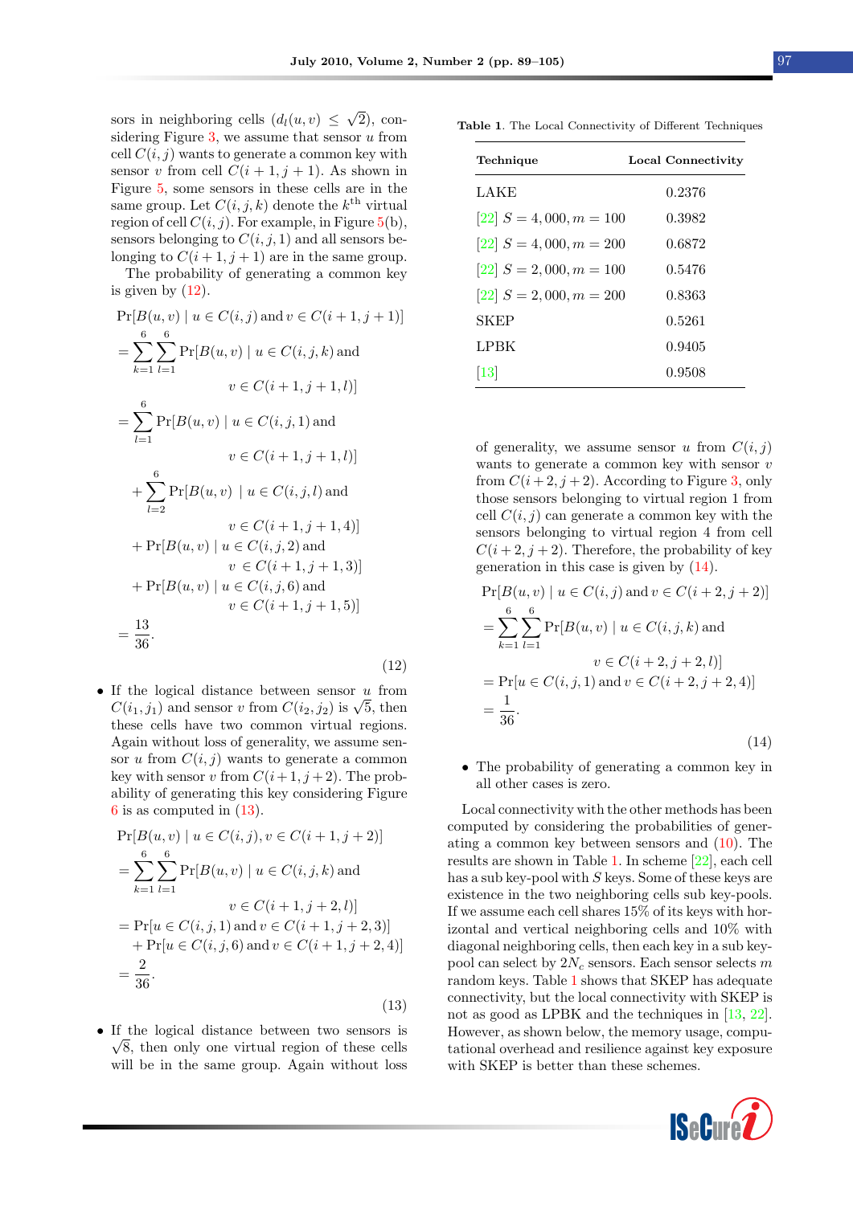sors in neighboring cells ($d_l(u, v) \leq \sqrt{2}$), considering Figure 3, we assume that sensor $u$ from cell $C(i, j)$ wants to generate a common key with sensor $v$ from cell $C(i+1, j+1)$. As shown in Figure 5, some sensors in these cells are in the same group. Let $C(i, j, k)$ denote the $k^{\text{th}}$ virtual region of cell $C(i, j)$. For example, in Figure 5(b), sensors belonging to $C(i, j, 1)$ and all sensors belonging to $C(i+1, j+1)$ are in the same group.

The probability of generating a common key is given by (12).

$$
\begin{aligned}
&\Pr[B(u,v) \mid u \in C(i,j) \text{ and } v \in C(i+1,j+1)] \\
&= \sum_{k=1}^{6}\sum_{l=1}^{6} \Pr[B(u,v) \mid u \in C(i,j,k) \text{ and } \\
&\qquad\qquad v \in C(i+1,j+1,l)] \\
&= \sum_{l=1}^{6} \Pr[B(u,v) \mid u \in C(i,j,1) \text{ and } \\
&\qquad\qquad v \in C(i+1,j+1,l)] \\
&\quad + \sum_{l=2}^{6} \Pr[B(u,v) \mid u \in C(i,j,l) \text{ and } \\
&\qquad\qquad v \in C(i+1,j+1,4)] \\
&\quad + \Pr[B(u,v) \mid u \in C(i,j,2) \text{ and } \\
&\qquad\qquad v \in C(i+1,j+1,3)] \\
&\quad + \Pr[B(u,v) \mid u \in C(i,j,6) \text{ and } \\
&\qquad\qquad v \in C(i+1,j+1,5)] \\
&= \frac{13}{36}.
\end{aligned} \tag{12}
$$

- If the logical distance between sensor $u$ from $C(i_1, j_1)$ and sensor $v$ from $C(i_2, j_2)$ is $\sqrt{5}$, then these cells have two common virtual regions. Again without loss of generality, we assume sensor $u$ from $C(i, j)$ wants to generate a common key with sensor $v$ from $C(i+1, j+2)$. The probability of generating this key considering Figure 6 is as computed in (13).

$$
\begin{aligned}
&\Pr[B(u,v) \mid u \in C(i,j), v \in C(i+1,j+2)] \\
&= \sum_{k=1}^{6}\sum_{l=1}^{6} \Pr[B(u,v) \mid u \in C(i,j,k) \text{ and } \\
&\qquad\qquad v \in C(i+1,j+2,l)] \\
&= \Pr[u \in C(i,j,1) \text{ and } v \in C(i+1,j+2,3)] \\
&\quad + \Pr[u \in C(i,j,6) \text{ and } v \in C(i+1,j+2,4)] \\
&= \frac{2}{36}.
\end{aligned} \tag{13}
$$

- If the logical distance between two sensors is $\sqrt{8}$, then only one virtual region of these cells will be in the same group. Again without loss of generality, we assume sensor $u$ from $C(i, j)$ wants to generate a common key with sensor $v$ from $C(i+2, j+2)$. According to Figure 3, only those sensors belonging to virtual region 1 from cell $C(i, j)$ can generate a common key with the sensors belonging to virtual region 4 from cell $C(i+2, j+2)$. Therefore, the probability of key generation in this case is given by (14).

$$
\begin{aligned}
&\Pr[B(u,v) \mid u \in C(i,j) \text{ and } v \in C(i+2,j+2)] \\
&= \sum_{k=1}^{6}\sum_{l=1}^{6} \Pr[B(u,v) \mid u \in C(i,j,k) \text{ and } \\
&\qquad\qquad v \in C(i+2,j+2,l)] \\
&= \Pr[u \in C(i,j,1) \text{ and } v \in C(i+2,j+2,4)] \\
&= \frac{1}{36}.
\end{aligned} \tag{14}
$$

- The probability of generating a common key in all other cases is zero.

Table 1. The Local Connectivity of Different Techniques

| Technique | Local Connectivity |
|---|---|
| LAKE | 0.2376 |
| [22] $S = 4,000, m = 100$ | 0.3982 |
| [22] $S = 4,000, m = 200$ | 0.6872 |
| [22] $S = 2,000, m = 100$ | 0.5476 |
| [22] $S = 2,000, m = 200$ | 0.8363 |
| SKEP | 0.5261 |
| LPBK | 0.9405 |
| [13] | 0.9508 |

Local connectivity with the other methods has been computed by considering the probabilities of generating a common key between sensors and (10). The results are shown in Table 1. In scheme [22], each cell has a sub key-pool with $S$ keys. Some of these keys are existence in the two neighboring cells sub key-pools. If we assume each cell shares 15% of its keys with horizontal and vertical neighboring cells and 10% with diagonal neighboring cells, then each key in a sub key-pool can select by $2N_c$ sensors. Each sensor selects $m$ random keys. Table 1 shows that SKEP has adequate connectivity, but the local connectivity with SKEP is not as good as LPBK and the techniques in [13, 22]. However, as shown below, the memory usage, computational overhead and resilience against key exposure with SKEP is better than these schemes.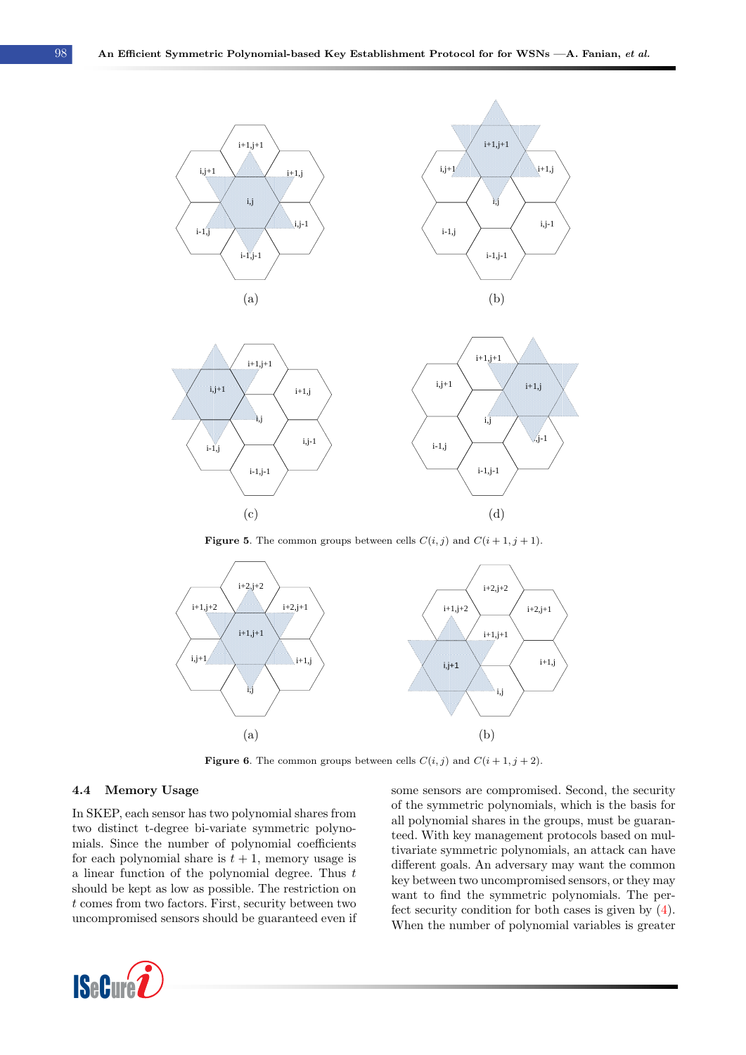**Figure 5**. The common groups between cells $C(i, j)$ and $C(i + 1, j + 1)$.

**Figure 6**. The common groups between cells $C(i, j)$ and $C(i + 1, j + 2)$.

### 4.4 Memory Usage

In SKEP, each sensor has two polynomial shares from two distinct t-degree bi-variate symmetric polynomials. Since the number of polynomial coefficients for each polynomial share is $t + 1$, memory usage is a linear function of the polynomial degree. Thus $t$ should be kept as low as possible. The restriction on $t$ comes from two factors. First, security between two uncompromised sensors should be guaranteed even if some sensors are compromised. Second, the security of the symmetric polynomials, which is the basis for all polynomial shares in the groups, must be guaranteed. With key management protocols based on multivariate symmetric polynomials, an attack can have different goals. An adversary may want the common key between two uncompromised sensors, or they may want to find the symmetric polynomials. The perfect security condition for both cases is given by (4). When the number of polynomial variables is greater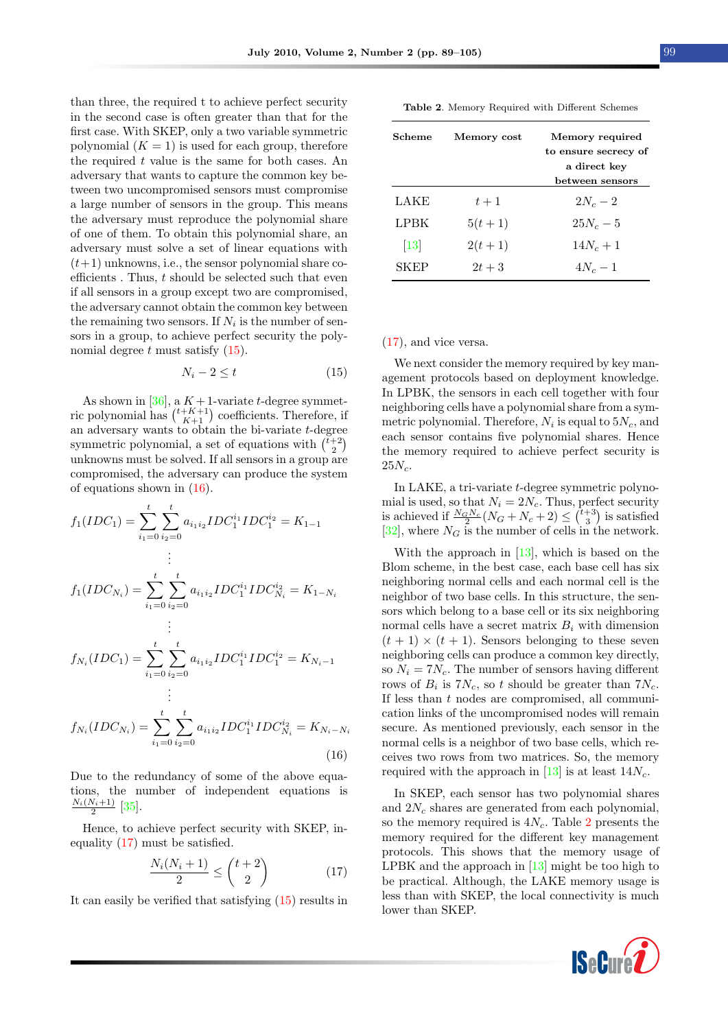than three, the required t to achieve perfect security in the second case is often greater than that for the first case. With SKEP, only a two variable symmetric polynomial ($K = 1$) is used for each group, therefore the required $t$ value is the same for both cases. An adversary that wants to capture the common key between two uncompromised sensors must compromise a large number of sensors in the group. This means the adversary must reproduce the polynomial share of one of them. To obtain this polynomial share, an adversary must solve a set of linear equations with $(t+1)$ unknowns, i.e., the sensor polynomial share coefficients . Thus, $t$ should be selected such that even if all sensors in a group except two are compromised, the adversary cannot obtain the common key between the remaining two sensors. If $N_i$ is the number of sensors in a group, to achieve perfect security the polynomial degree $t$ must satisfy (15).

$$N_i - 2 \leq t \tag{15}$$

As shown in [36], a $K+1$-variate $t$-degree symmetric polynomial has $\binom{t+K+1}{K+1}$ coefficients. Therefore, if an adversary wants to obtain the bi-variate $t$-degree symmetric polynomial, a set of equations with $\binom{t+2}{2}$ unknowns must be solved. If all sensors in a group are compromised, the adversary can produce the system of equations shown in (16).

$$
\begin{aligned}
f_1(IDC_1) &= \sum_{i_1=0}^{t}\sum_{i_2=0}^{t} a_{i_1 i_2} IDC_1^{i_1} IDC_1^{i_2} = K_{1-1} \\
&\vdots \\
f_1(IDC_{N_i}) &= \sum_{i_1=0}^{t}\sum_{i_2=0}^{t} a_{i_1 i_2} IDC_1^{i_1} IDC_{N_i}^{i_2} = K_{1-N_i} \\
&\vdots \\
f_{N_i}(IDC_1) &= \sum_{i_1=0}^{t}\sum_{i_2=0}^{t} a_{i_1 i_2} IDC_1^{i_1} IDC_1^{i_2} = K_{N_i-1} \\
&\vdots \\
f_{N_i}(IDC_{N_i}) &= \sum_{i_1=0}^{t}\sum_{i_2=0}^{t} a_{i_1 i_2} IDC_1^{i_1} IDC_{N_i}^{i_2} = K_{N_i-N_i}
\end{aligned}
\tag{16}
$$

Due to the redundancy of some of the above equations, the number of independent equations is $\frac{N_i(N_i+1)}{2}$ [35].

Hence, to achieve perfect security with SKEP, inequality (17) must be satisfied.

$$\frac{N_i(N_i+1)}{2} \leq \binom{t+2}{2} \tag{17}$$

It can easily be verified that satisfying (15) results in (17), and vice versa.

**Table 2**. Memory Required with Different Schemes

| Scheme | Memory cost | Memory required to ensure secrecy of a direct key between sensors |
|---|---|---|
| LAKE | $t+1$ | $2N_c - 2$ |
| LPBK | $5(t+1)$ | $25N_c - 5$ |
| [13] | $2(t+1)$ | $14N_c + 1$ |
| SKEP | $2t+3$ | $4N_c - 1$ |

We next consider the memory required by key management protocols based on deployment knowledge. In LPBK, the sensors in each cell together with four neighboring cells have a polynomial share from a symmetric polynomial. Therefore, $N_i$ is equal to $5N_c$, and each sensor contains five polynomial shares. Hence the memory required to achieve perfect security is $25N_c$.

In LAKE, a tri-variate $t$-degree symmetric polynomial is used, so that $N_i = 2N_c$. Thus, perfect security is achieved if $\frac{N_G N_c}{2}(N_G + N_c + 2) \leq \binom{t+3}{3}$ is satisfied [32], where $N_G$ is the number of cells in the network.

With the approach in [13], which is based on the Blom scheme, in the best case, each base cell has six neighboring normal cells and each normal cell is the neighbor of two base cells. In this structure, the sensors which belong to a base cell or its six neighboring normal cells have a secret matrix $B_i$ with dimension $(t+1) \times (t+1)$. Sensors belonging to these seven neighboring cells can produce a common key directly, so $N_i = 7N_c$. The number of sensors having different rows of $B_i$ is $7N_c$, so $t$ should be greater than $7N_c$. If less than $t$ nodes are compromised, all communication links of the uncompromised nodes will remain secure. As mentioned previously, each sensor in the normal cells is a neighbor of two base cells, which receives two rows from two matrices. So, the memory required with the approach in [13] is at least $14N_c$.

In SKEP, each sensor has two polynomial shares and $2N_c$ shares are generated from each polynomial, so the memory required is $4N_c$. Table 2 presents the memory required for the different key management protocols. This shows that the memory usage of LPBK and the approach in [13] might be too high to be practical. Although, the LAKE memory usage is less than with SKEP, the local connectivity is much lower than SKEP.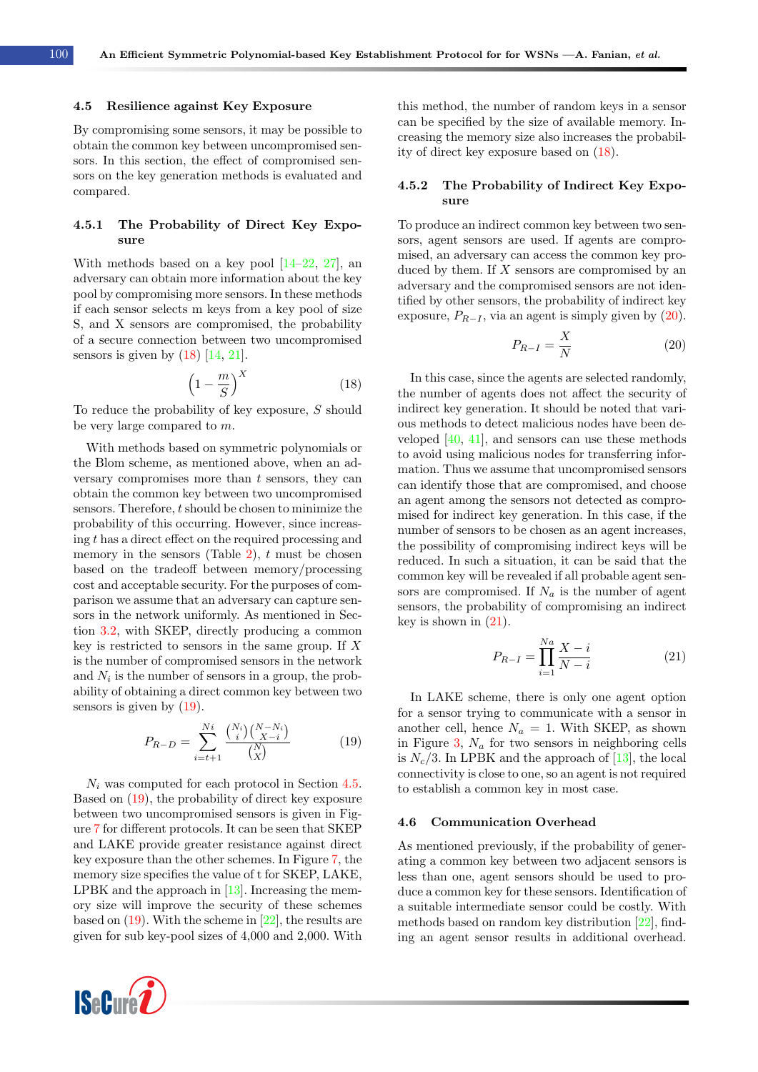### 4.5 Resilience against Key Exposure

By compromising some sensors, it may be possible to obtain the common key between uncompromised sensors. In this section, the effect of compromised sensors on the key generation methods is evaluated and compared.

#### 4.5.1 The Probability of Direct Key Exposure

With methods based on a key pool [14–22, 27], an adversary can obtain more information about the key pool by compromising more sensors. In these methods if each sensor selects m keys from a key pool of size S, and X sensors are compromised, the probability of a secure connection between two uncompromised sensors is given by (18) [14, 21].

$$\left(1 - \frac{m}{S}\right)^X \tag{18}$$

To reduce the probability of key exposure, $S$ should be very large compared to $m$.

With methods based on symmetric polynomials or the Blom scheme, as mentioned above, when an adversary compromises more than $t$ sensors, they can obtain the common key between two uncompromised sensors. Therefore, $t$ should be chosen to minimize the probability of this occurring. However, since increasing $t$ has a direct effect on the required processing and memory in the sensors (Table 2), $t$ must be chosen based on the tradeoff between memory/processing cost and acceptable security. For the purposes of comparison we assume that an adversary can capture sensors in the network uniformly. As mentioned in Section 3.2, with SKEP, directly producing a common key is restricted to sensors in the same group. If $X$ is the number of compromised sensors in the network and $N_i$ is the number of sensors in a group, the probability of obtaining a direct common key between two sensors is given by (19).

$$P_{R-D} = \sum_{i=t+1}^{Ni} \frac{\binom{N_i}{i}\binom{N-N_i}{X-i}}{\binom{N}{X}} \tag{19}$$

$N_i$ was computed for each protocol in Section 4.5. Based on (19), the probability of direct key exposure between two uncompromised sensors is given in Figure 7 for different protocols. It can be seen that SKEP and LAKE provide greater resistance against direct key exposure than the other schemes. In Figure 7, the memory size specifies the value of t for SKEP, LAKE, LPBK and the approach in [13]. Increasing the memory size will improve the security of these schemes based on (19). With the scheme in [22], the results are given for sub key-pool sizes of 4,000 and 2,000. With this method, the number of random keys in a sensor can be specified by the size of available memory. Increasing the memory size also increases the probability of direct key exposure based on (18).

#### 4.5.2 The Probability of Indirect Key Exposure

To produce an indirect common key between two sensors, agent sensors are used. If agents are compromised, an adversary can access the common key produced by them. If $X$ sensors are compromised by an adversary and the compromised sensors are not identified by other sensors, the probability of indirect key exposure, $P_{R-I}$, via an agent is simply given by (20).

$$P_{R-I} = \frac{X}{N} \tag{20}$$

In this case, since the agents are selected randomly, the number of agents does not affect the security of indirect key generation. It should be noted that various methods to detect malicious nodes have been developed [40, 41], and sensors can use these methods to avoid using malicious nodes for transferring information. Thus we assume that uncompromised sensors can identify those that are compromised, and choose an agent among the sensors not detected as compromised for indirect key generation. In this case, if the number of sensors to be chosen as an agent increases, the possibility of compromising indirect keys will be reduced. In such a situation, it can be said that the common key will be revealed if all probable agent sensors are compromised. If $N_a$ is the number of agent sensors, the probability of compromising an indirect key is shown in (21).

$$P_{R-I} = \prod_{i=1}^{Na} \frac{X-i}{N-i} \tag{21}$$

In LAKE scheme, there is only one agent option for a sensor trying to communicate with a sensor in another cell, hence $N_a = 1$. With SKEP, as shown in Figure 3, $N_a$ for two sensors in neighboring cells is $N_c/3$. In LPBK and the approach of [13], the local connectivity is close to one, so an agent is not required to establish a common key in most case.

### 4.6 Communication Overhead

As mentioned previously, if the probability of generating a common key between two adjacent sensors is less than one, agent sensors should be used to produce a common key for these sensors. Identification of a suitable intermediate sensor could be costly. With methods based on random key distribution [22], finding an agent sensor results in additional overhead.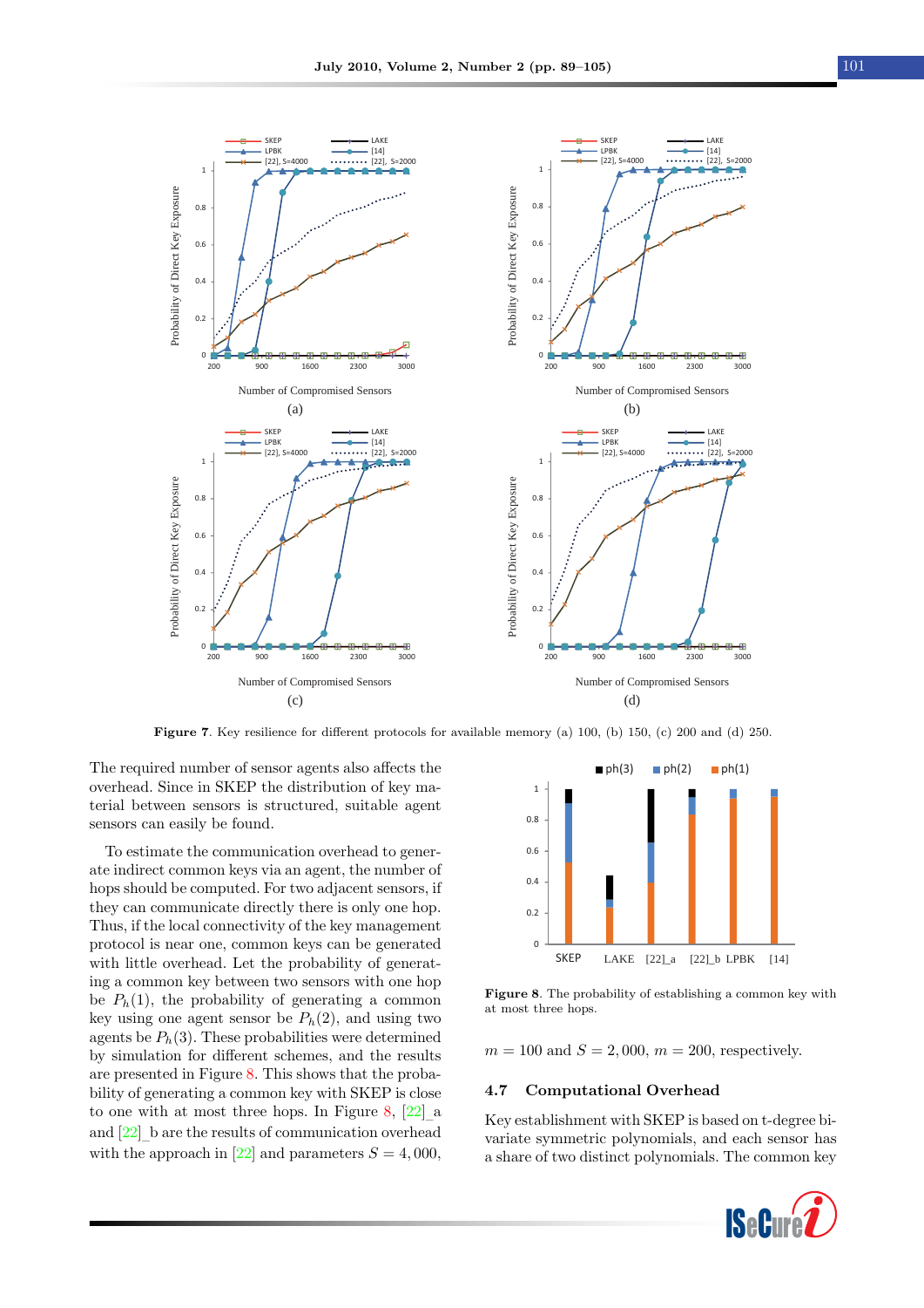**Figure 7**. Key resilience for different protocols for available memory (a) 100, (b) 150, (c) 200 and (d) 250.

The required number of sensor agents also affects the overhead. Since in SKEP the distribution of key material between sensors is structured, suitable agent sensors can easily be found.

To estimate the communication overhead to generate indirect common keys via an agent, the number of hops should be computed. For two adjacent sensors, if they can communicate directly there is only one hop. Thus, if the local connectivity of the key management protocol is near one, common keys can be generated with little overhead. Let the probability of generating a common key between two sensors with one hop be $P_h(1)$, the probability of generating a common key using one agent sensor be $P_h(2)$, and using two agents be $P_h(3)$. These probabilities were determined by simulation for different schemes, and the results are presented in Figure 8. This shows that the probability of generating a common key with SKEP is close to one with at most three hops. In Figure 8, [22]_a and [22]_b are the results of communication overhead with the approach in [22] and parameters $S = 4,000$, $m = 100$ and $S = 2,000$, $m = 200$, respectively.

**Figure 8**. The probability of establishing a common key with at most three hops.

## 4.7 Computational Overhead

Key establishment with SKEP is based on t-degree bivariate symmetric polynomials, and each sensor has a share of two distinct polynomials. The common key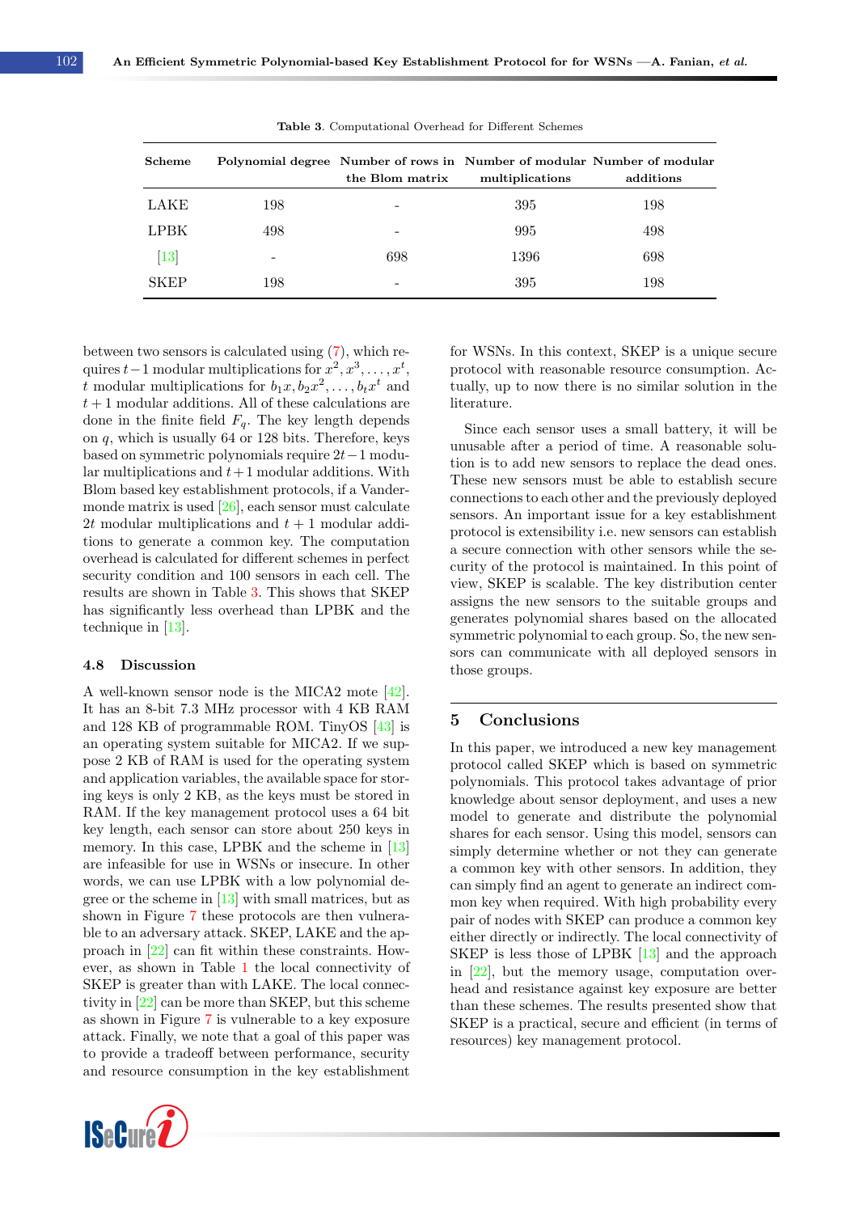Table 3. Computational Overhead for Different Schemes

| Scheme | Polynomial degree | Number of rows in the Blom matrix | Number of modular multiplications | Number of modular additions |
|---|---|---|---|---|
| LAKE | 198 | - | 395 | 198 |
| LPBK | 498 | - | 995 | 498 |
| [13] | - | 698 | 1396 | 698 |
| SKEP | 198 | - | 395 | 198 |

between two sensors is calculated using (7), which requires $t-1$ modular multiplications for $x^2, x^3, \ldots, x^t$, $t$ modular multiplications for $b_1x, b_2x^2, \ldots, b_tx^t$ and $t+1$ modular additions. All of these calculations are done in the finite field $F_q$. The key length depends on $q$, which is usually 64 or 128 bits. Therefore, keys based on symmetric polynomials require $2t-1$ modular multiplications and $t+1$ modular additions. With Blom based key establishment protocols, if a Vandermonde matrix is used [26], each sensor must calculate $2t$ modular multiplications and $t+1$ modular additions to generate a common key. The computation overhead is calculated for different schemes in perfect security condition and 100 sensors in each cell. The results are shown in Table 3. This shows that SKEP has significantly less overhead than LPBK and the technique in [13].

### 4.8 Discussion

A well-known sensor node is the MICA2 mote [42]. It has an 8-bit 7.3 MHz processor with 4 KB RAM and 128 KB of programmable ROM. TinyOS [43] is an operating system suitable for MICA2. If we suppose 2 KB of RAM is used for the operating system and application variables, the available space for storing keys is only 2 KB, as the keys must be stored in RAM. If the key management protocol uses a 64 bit key length, each sensor can store about 250 keys in memory. In this case, LPBK and the scheme in [13] are infeasible for use in WSNs or insecure. In other words, we can use LPBK with a low polynomial degree or the scheme in [13] with small matrices, but as shown in Figure 7 these protocols are then vulnerable to an adversary attack. SKEP, LAKE and the approach in [22] can fit within these constraints. However, as shown in Table 1 the local connectivity of SKEP is greater than with LAKE. The local connectivity in [22] can be more than SKEP, but this scheme as shown in Figure 7 is vulnerable to a key exposure attack. Finally, we note that a goal of this paper was to provide a tradeoff between performance, security and resource consumption in the key establishment for WSNs. In this context, SKEP is a unique secure protocol with reasonable resource consumption. Actually, up to now there is no similar solution in the literature.

Since each sensor uses a small battery, it will be unusable after a period of time. A reasonable solution is to add new sensors to replace the dead ones. These new sensors must be able to establish secure connections to each other and the previously deployed sensors. An important issue for a key establishment protocol is extensibility i.e. new sensors can establish a secure connection with other sensors while the security of the protocol is maintained. In this point of view, SKEP is scalable. The key distribution center assigns the new sensors to the suitable groups and generates polynomial shares based on the allocated symmetric polynomial to each group. So, the new sensors can communicate with all deployed sensors in those groups.

## 5 Conclusions

In this paper, we introduced a new key management protocol called SKEP which is based on symmetric polynomials. This protocol takes advantage of prior knowledge about sensor deployment, and uses a new model to generate and distribute the polynomial shares for each sensor. Using this model, sensors can simply determine whether or not they can generate a common key with other sensors. In addition, they can simply find an agent to generate an indirect common key when required. With high probability every pair of nodes with SKEP can produce a common key either directly or indirectly. The local connectivity of SKEP is less those of LPBK [13] and the approach in [22], but the memory usage, computation overhead and resistance against key exposure are better than these schemes. The results presented show that SKEP is a practical, secure and efficient (in terms of resources) key management protocol.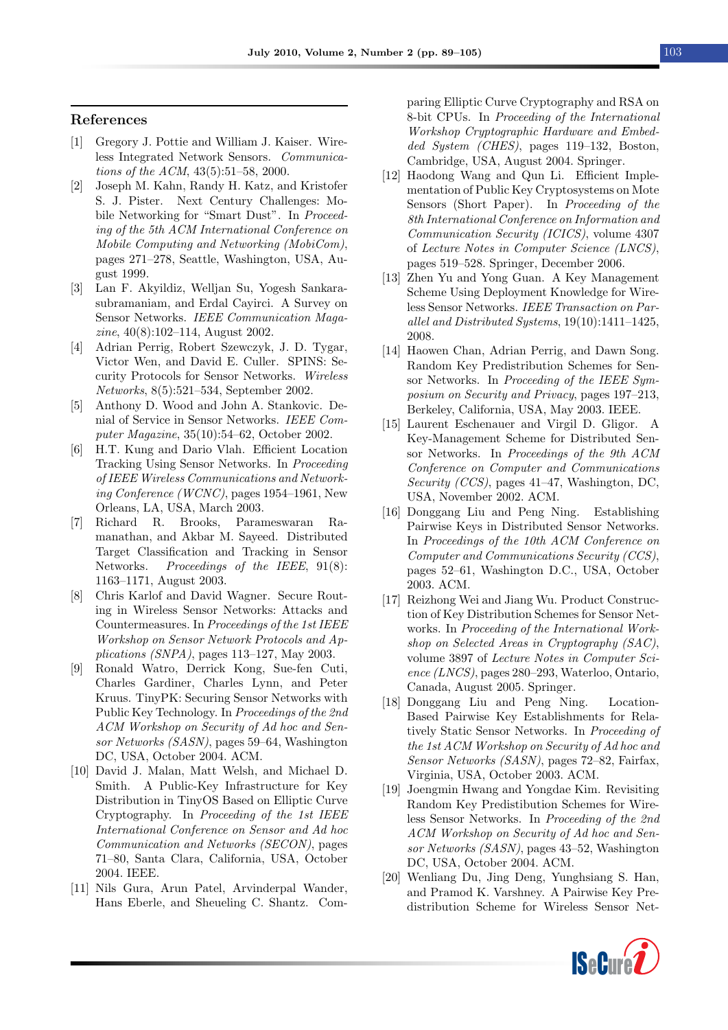## References

[1] Gregory J. Pottie and William J. Kaiser. Wireless Integrated Network Sensors. *Communications of the ACM*, 43(5):51–58, 2000.

[2] Joseph M. Kahn, Randy H. Katz, and Kristofer S. J. Pister. Next Century Challenges: Mobile Networking for "Smart Dust". In *Proceeding of the 5th ACM International Conference on Mobile Computing and Networking (MobiCom)*, pages 271–278, Seattle, Washington, USA, August 1999.

[3] Lan F. Akyildiz, Welljan Su, Yogesh Sankarasubramaniam, and Erdal Cayirci. A Survey on Sensor Networks. *IEEE Communication Magazine*, 40(8):102–114, August 2002.

[4] Adrian Perrig, Robert Szewczyk, J. D. Tygar, Victor Wen, and David E. Culler. SPINS: Security Protocols for Sensor Networks. *Wireless Networks*, 8(5):521–534, September 2002.

[5] Anthony D. Wood and John A. Stankovic. Denial of Service in Sensor Networks. *IEEE Computer Magazine*, 35(10):54–62, October 2002.

[6] H.T. Kung and Dario Vlah. Efficient Location Tracking Using Sensor Networks. In *Proceeding of IEEE Wireless Communications and Networking Conference (WCNC)*, pages 1954–1961, New Orleans, LA, USA, March 2003.

[7] Richard R. Brooks, Parameswaran Ramanathan, and Akbar M. Sayeed. Distributed Target Classification and Tracking in Sensor Networks. *Proceedings of the IEEE*, 91(8): 1163–1171, August 2003.

[8] Chris Karlof and David Wagner. Secure Routing in Wireless Sensor Networks: Attacks and Countermeasures. In *Proceedings of the 1st IEEE Workshop on Sensor Network Protocols and Applications (SNPA)*, pages 113–127, May 2003.

[9] Ronald Watro, Derrick Kong, Sue-fen Cuti, Charles Gardiner, Charles Lynn, and Peter Kruus. TinyPK: Securing Sensor Networks with Public Key Technology. In *Proceedings of the 2nd ACM Workshop on Security of Ad hoc and Sensor Networks (SASN)*, pages 59–64, Washington DC, USA, October 2004. ACM.

[10] David J. Malan, Matt Welsh, and Michael D. Smith. A Public-Key Infrastructure for Key Distribution in TinyOS Based on Elliptic Curve Cryptography. In *Proceeding of the 1st IEEE International Conference on Sensor and Ad hoc Communication and Networks (SECON)*, pages 71–80, Santa Clara, California, USA, October 2004. IEEE.

[11] Nils Gura, Arun Patel, Arvinderpal Wander, Hans Eberle, and Sheueling C. Shantz. Comparing Elliptic Curve Cryptography and RSA on 8-bit CPUs. In *Proceeding of the International Workshop Cryptographic Hardware and Embedded System (CHES)*, pages 119–132, Boston, Cambridge, USA, August 2004. Springer.

[12] Haodong Wang and Qun Li. Efficient Implementation of Public Key Cryptosystems on Mote Sensors (Short Paper). In *Proceeding of the 8th International Conference on Information and Communication Security (ICICS)*, volume 4307 of *Lecture Notes in Computer Science (LNCS)*, pages 519–528. Springer, December 2006.

[13] Zhen Yu and Yong Guan. A Key Management Scheme Using Deployment Knowledge for Wireless Sensor Networks. *IEEE Transaction on Parallel and Distributed Systems*, 19(10):1411–1425, 2008.

[14] Haowen Chan, Adrian Perrig, and Dawn Song. Random Key Predistribution Schemes for Sensor Networks. In *Proceeding of the IEEE Symposium on Security and Privacy*, pages 197–213, Berkeley, California, USA, May 2003. IEEE.

[15] Laurent Eschenauer and Virgil D. Gligor. A Key-Management Scheme for Distributed Sensor Networks. In *Proceedings of the 9th ACM Conference on Computer and Communications Security (CCS)*, pages 41–47, Washington, DC, USA, November 2002. ACM.

[16] Donggang Liu and Peng Ning. Establishing Pairwise Keys in Distributed Sensor Networks. In *Proceedings of the 10th ACM Conference on Computer and Communications Security (CCS)*, pages 52–61, Washington D.C., USA, October 2003. ACM.

[17] Reizhong Wei and Jiang Wu. Product Construction of Key Distribution Schemes for Sensor Networks. In *Proceeding of the International Workshop on Selected Areas in Cryptography (SAC)*, volume 3897 of *Lecture Notes in Computer Science (LNCS)*, pages 280–293, Waterloo, Ontario, Canada, August 2005. Springer.

[18] Donggang Liu and Peng Ning. Location-Based Pairwise Key Establishments for Relatively Static Sensor Networks. In *Proceeding of the 1st ACM Workshop on Security of Ad hoc and Sensor Networks (SASN)*, pages 72–82, Fairfax, Virginia, USA, October 2003. ACM.

[19] Joengmin Hwang and Yongdae Kim. Revisiting Random Key Predistibution Schemes for Wireless Sensor Networks. In *Proceeding of the 2nd ACM Workshop on Security of Ad hoc and Sensor Networks (SASN)*, pages 43–52, Washington DC, USA, October 2004. ACM.

[20] Wenliang Du, Jing Deng, Yunghsiang S. Han, and Pramod K. Varshney. A Pairwise Key Predistribution Scheme for Wireless Sensor Net-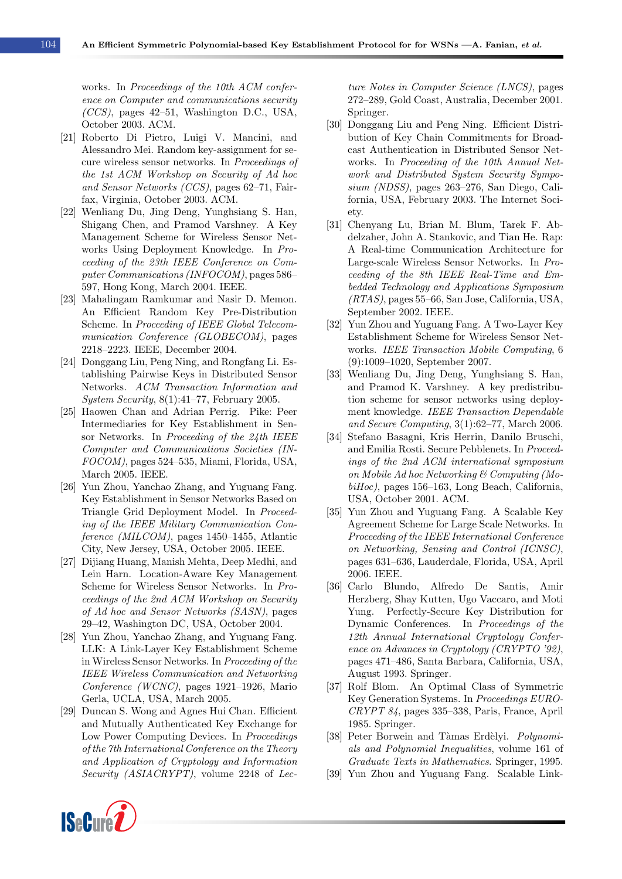works. In *Proceedings of the 10th ACM conference on Computer and communications security (CCS)*, pages 42–51, Washington D.C., USA, October 2003. ACM.

[21] Roberto Di Pietro, Luigi V. Mancini, and Alessandro Mei. Random key-assignment for secure wireless sensor networks. In *Proceedings of the 1st ACM Workshop on Security of Ad hoc and Sensor Networks (CCS)*, pages 62–71, Fairfax, Virginia, USA, October 2003. ACM.

[22] Wenliang Du, Jing Deng, Yunghsiang S. Han, Shigang Chen, and Pramod Varshney. A Key Management Scheme for Wireless Sensor Networks Using Deployment Knowledge. In *Proceeding of the 23th IEEE Conference on Computer Communications (INFOCOM)*, pages 586–597, Hong Kong, March 2004. IEEE.

[23] Mahalingam Ramkumar and Nasir D. Memon. An Efficient Random Key Pre-Distribution Scheme. In *Proceeding of IEEE Global Telecommunication Conference (GLOBECOM)*, pages 2218–2223. IEEE, December 2004.

[24] Donggang Liu, Peng Ning, and Rongfang Li. Establishing Pairwise Keys in Distributed Sensor Networks. *ACM Transaction Information and System Security*, 8(1):41–77, February 2005.

[25] Haowen Chan and Adrian Perrig. Pike: Peer Intermediaries for Key Establishment in Sensor Networks. In *Proceeding of the 24th IEEE Computer and Communications Societies (INFOCOM)*, pages 524–535, Miami, Florida, USA, March 2005. IEEE.

[26] Yun Zhou, Yanchao Zhang, and Yuguang Fang. Key Establishment in Sensor Networks Based on Triangle Grid Deployment Model. In *Proceeding of the IEEE Military Communication Conference (MILCOM)*, pages 1450–1455, Atlantic City, New Jersey, USA, October 2005. IEEE.

[27] Dijiang Huang, Manish Mehta, Deep Medhi, and Lein Harn. Location-Aware Key Management Scheme for Wireless Sensor Networks. In *Proceedings of the 2nd ACM Workshop on Security of Ad hoc and Sensor Networks (SASN)*, pages 29–42, Washington DC, USA, October 2004.

[28] Yun Zhou, Yanchao Zhang, and Yuguang Fang. LLK: A Link-Layer Key Establishment Scheme in Wireless Sensor Networks. In *Proceeding of the IEEE Wireless Communication and Networking Conference (WCNC)*, pages 1921–1926, Mario Gerla, UCLA, USA, March 2005.

[29] Duncan S. Wong and Agnes Hui Chan. Efficient and Mutually Authenticated Key Exchange for Low Power Computing Devices. In *Proceedings of the 7th International Conference on the Theory and Application of Cryptology and Information Security (ASIACRYPT)*, volume 2248 of *Lecture Notes in Computer Science (LNCS)*, pages 272–289, Gold Coast, Australia, December 2001. Springer.

[30] Donggang Liu and Peng Ning. Efficient Distribution of Key Chain Commitments for Broadcast Authentication in Distributed Sensor Networks. In *Proceeding of the 10th Annual Network and Distributed System Security Symposium (NDSS)*, pages 263–276, San Diego, California, USA, February 2003. The Internet Society.

[31] Chenyang Lu, Brian M. Blum, Tarek F. Abdelzaher, John A. Stankovic, and Tian He. Rap: A Real-time Communication Architecture for Large-scale Wireless Sensor Networks. In *Proceeding of the 8th IEEE Real-Time and Embedded Technology and Applications Symposium (RTAS)*, pages 55–66, San Jose, California, USA, September 2002. IEEE.

[32] Yun Zhou and Yuguang Fang. A Two-Layer Key Establishment Scheme for Wireless Sensor Networks. *IEEE Transaction Mobile Computing*, 6 (9):1009–1020, September 2007.

[33] Wenliang Du, Jing Deng, Yunghsiang S. Han, and Pramod K. Varshney. A key predistribution scheme for sensor networks using deployment knowledge. *IEEE Transaction Dependable and Secure Computing*, 3(1):62–77, March 2006.

[34] Stefano Basagni, Kris Herrin, Danilo Bruschi, and Emilia Rosti. Secure Pebblenets. In *Proceedings of the 2nd ACM international symposium on Mobile Ad hoc Networking & Computing (MobiHoc)*, pages 156–163, Long Beach, California, USA, October 2001. ACM.

[35] Yun Zhou and Yuguang Fang. A Scalable Key Agreement Scheme for Large Scale Networks. In *Proceeding of the IEEE International Conference on Networking, Sensing and Control (ICNSC)*, pages 631–636, Lauderdale, Florida, USA, April 2006. IEEE.

[36] Carlo Blundo, Alfredo De Santis, Amir Herzberg, Shay Kutten, Ugo Vaccaro, and Moti Yung. Perfectly-Secure Key Distribution for Dynamic Conferences. In *Proceedings of the 12th Annual International Cryptology Conference on Advances in Cryptology (CRYPTO '92)*, pages 471–486, Santa Barbara, California, USA, August 1993. Springer.

[37] Rolf Blom. An Optimal Class of Symmetric Key Generation Systems. In *Proceedings EUROCRYPT 84*, pages 335–338, Paris, France, April 1985. Springer.

[38] Peter Borwein and Tàmas Erdèlyi. *Polynomials and Polynomial Inequalities*, volume 161 of *Graduate Texts in Mathematics*. Springer, 1995.

[39] Yun Zhou and Yuguang Fang. Scalable Link-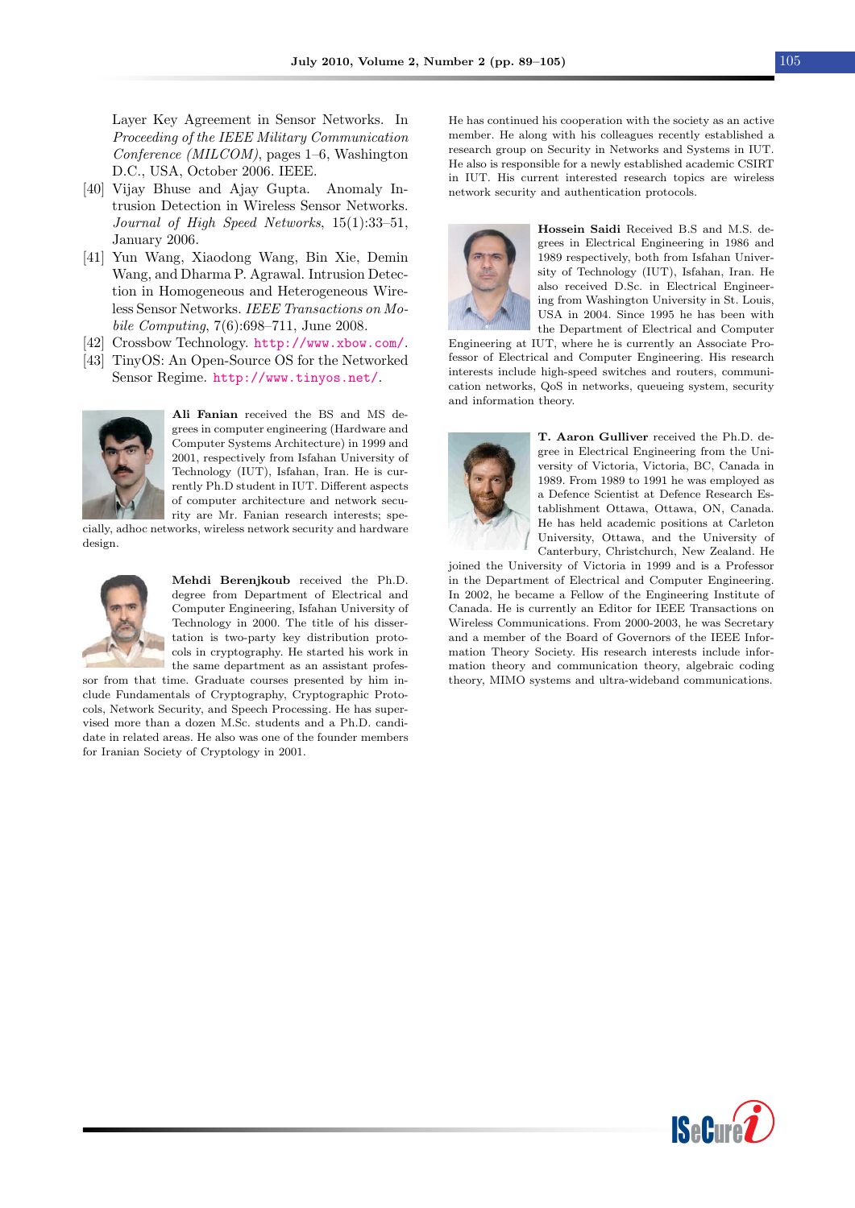Layer Key Agreement in Sensor Networks. In *Proceeding of the IEEE Military Communication Conference (MILCOM)*, pages 1–6, Washington D.C., USA, October 2006. IEEE.

[40] Vijay Bhuse and Ajay Gupta. Anomaly Intrusion Detection in Wireless Sensor Networks. *Journal of High Speed Networks*, 15(1):33–51, January 2006.

[41] Yun Wang, Xiaodong Wang, Bin Xie, Demin Wang, and Dharma P. Agrawal. Intrusion Detection in Homogeneous and Heterogeneous Wireless Sensor Networks. *IEEE Transactions on Mobile Computing*, 7(6):698–711, June 2008.

[42] Crossbow Technology. http://www.xbow.com/.

[43] TinyOS: An Open-Source OS for the Networked Sensor Regime. http://www.tinyos.net/.

**Ali Fanian** received the BS and MS degrees in computer engineering (Hardware and Computer Systems Architecture) in 1999 and 2001, respectively from Isfahan University of Technology (IUT), Isfahan, Iran. He is currently Ph.D student in IUT. Different aspects of computer architecture and network security are Mr. Fanian research interests; specially, adhoc networks, wireless network security and hardware design.

**Mehdi Berenjkoub** received the Ph.D. degree from Department of Electrical and Computer Engineering, Isfahan University of Technology in 2000. The title of his dissertation is two-party key distribution protocols in cryptography. He started his work in the same department as an assistant professor from that time. Graduate courses presented by him include Fundamentals of Cryptography, Cryptographic Protocols, Network Security, and Speech Processing. He has supervised more than a dozen M.Sc. students and a Ph.D. candidate in related areas. He also was one of the founder members for Iranian Society of Cryptology in 2001. He has continued his cooperation with the society as an active member. He along with his colleagues recently established a research group on Security in Networks and Systems in IUT. He also is responsible for a newly established academic CSIRT in IUT. His current interested research topics are wireless network security and authentication protocols.

**Hossein Saidi** Received B.S and M.S. degrees in Electrical Engineering in 1986 and 1989 respectively, both from Isfahan University of Technology (IUT), Isfahan, Iran. He also received D.Sc. in Electrical Engineering from Washington University in St. Louis, USA in 2004. Since 1995 he has been with the Department of Electrical and Computer Engineering at IUT, where he is currently an Associate Professor of Electrical and Computer Engineering. His research interests include high-speed switches and routers, communication networks, QoS in networks, queueing system, security and information theory.

**T. Aaron Gulliver** received the Ph.D. degree in Electrical Engineering from the University of Victoria, Victoria, BC, Canada in 1989. From 1989 to 1991 he was employed as a Defence Scientist at Defence Research Establishment Ottawa, Ottawa, ON, Canada. He has held academic positions at Carleton University, Ottawa, and the University of Canterbury, Christchurch, New Zealand. He joined the University of Victoria in 1999 and is a Professor in the Department of Electrical and Computer Engineering. In 2002, he became a Fellow of the Engineering Institute of Canada. He is currently an Editor for IEEE Transactions on Wireless Communications. From 2000-2003, he was Secretary and a member of the Board of Governors of the IEEE Information Theory Society. His research interests include information theory and communication theory, algebraic coding theory, MIMO systems and ultra-wideband communications.